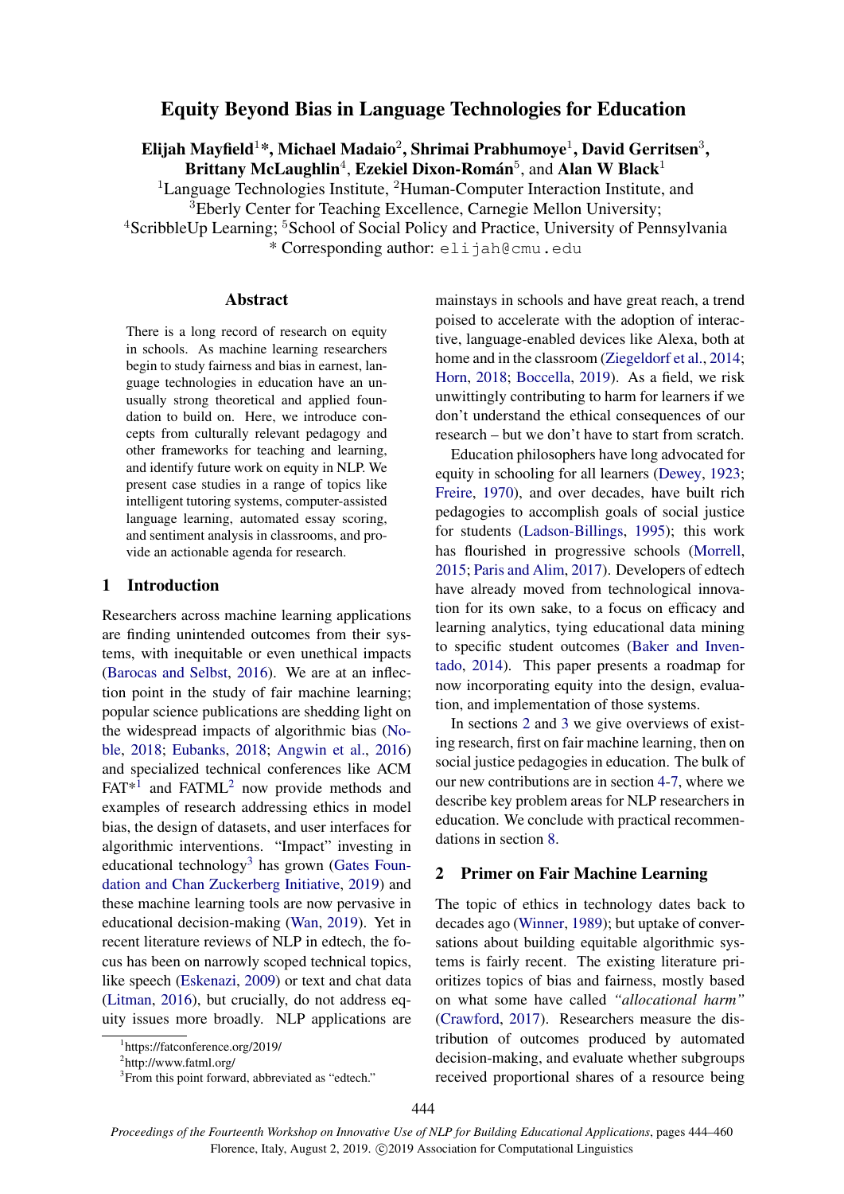# Equity Beyond Bias in Language Technologies for Education

**Elijah Mayfield[1]*, Michael Madaio[2], Shrimai Prabhumoye[1], David Gerritsen[3], Brittany McLaughlin[4], Ezekiel Dixon-Román[5], and Alan W Black[1]**

[1]Language Technologies Institute, [2]Human-Computer Interaction Institute, and [3]Eberly Center for Teaching Excellence, Carnegie Mellon University; [4]ScribbleUp Learning; [5]School of Social Policy and Practice, University of Pennsylvania

* Corresponding author: `elijah@cmu.edu`

## Abstract

There is a long record of research on equity in schools. As machine learning researchers begin to study fairness and bias in earnest, language technologies in education have an unusually strong theoretical and applied foundation to build on. Here, we introduce concepts from culturally relevant pedagogy and other frameworks for teaching and learning, and identify future work on equity in NLP. We present case studies in a range of topics like intelligent tutoring systems, computer-assisted language learning, automated essay scoring, and sentiment analysis in classrooms, and provide an actionable agenda for research.

## 1 Introduction

Researchers across machine learning applications are finding unintended outcomes from their systems, with inequitable or even unethical impacts (Barocas and Selbst, 2016). We are at an inflection point in the study of fair machine learning; popular science publications are shedding light on the widespread impacts of algorithmic bias (Noble, 2018; Eubanks, 2018; Angwin et al., 2016) and specialized technical conferences like ACM FAT*[1] and FATML[2] now provide methods and examples of research addressing ethics in model bias, the design of datasets, and user interfaces for algorithmic interventions. "Impact" investing in educational technology[3] has grown (Gates Foundation and Chan Zuckerberg Initiative, 2019) and these machine learning tools are now pervasive in educational decision-making (Wan, 2019). Yet in recent literature reviews of NLP in edtech, the focus has been on narrowly scoped technical topics, like speech (Eskenazi, 2009) or text and chat data (Litman, 2016), but crucially, do not address equity issues more broadly. NLP applications are mainstays in schools and have great reach, a trend poised to accelerate with the adoption of interactive, language-enabled devices like Alexa, both at home and in the classroom (Ziegeldorf et al., 2014; Horn, 2018; Boccella, 2019). As a field, we risk unwittingly contributing to harm for learners if we don't understand the ethical consequences of our research – but we don't have to start from scratch.

Education philosophers have long advocated for equity in schooling for all learners (Dewey, 1923; Freire, 1970), and over decades, have built rich pedagogies to accomplish goals of social justice for students (Ladson-Billings, 1995); this work has flourished in progressive schools (Morrell, 2015; Paris and Alim, 2017). Developers of edtech have already moved from technological innovation for its own sake, to a focus on efficacy and learning analytics, tying educational data mining to specific student outcomes (Baker and Inventado, 2014). This paper presents a roadmap for now incorporating equity into the design, evaluation, and implementation of those systems.

In sections 2 and 3 we give overviews of existing research, first on fair machine learning, then on social justice pedagogies in education. The bulk of our new contributions are in section 4-7, where we describe key problem areas for NLP researchers in education. We conclude with practical recommendations in section 8.

## 2 Primer on Fair Machine Learning

The topic of ethics in technology dates back to decades ago (Winner, 1989); but uptake of conversations about building equitable algorithmic systems is fairly recent. The existing literature prioritizes topics of bias and fairness, mostly based on what some have called *"allocational harm"* (Crawford, 2017). Researchers measure the distribution of outcomes produced by automated decision-making, and evaluate whether subgroups received proportional shares of a resource being

[1]https://fatconference.org/2019/

[2]http://www.fatml.org/

[3]From this point forward, abbreviated as "edtech."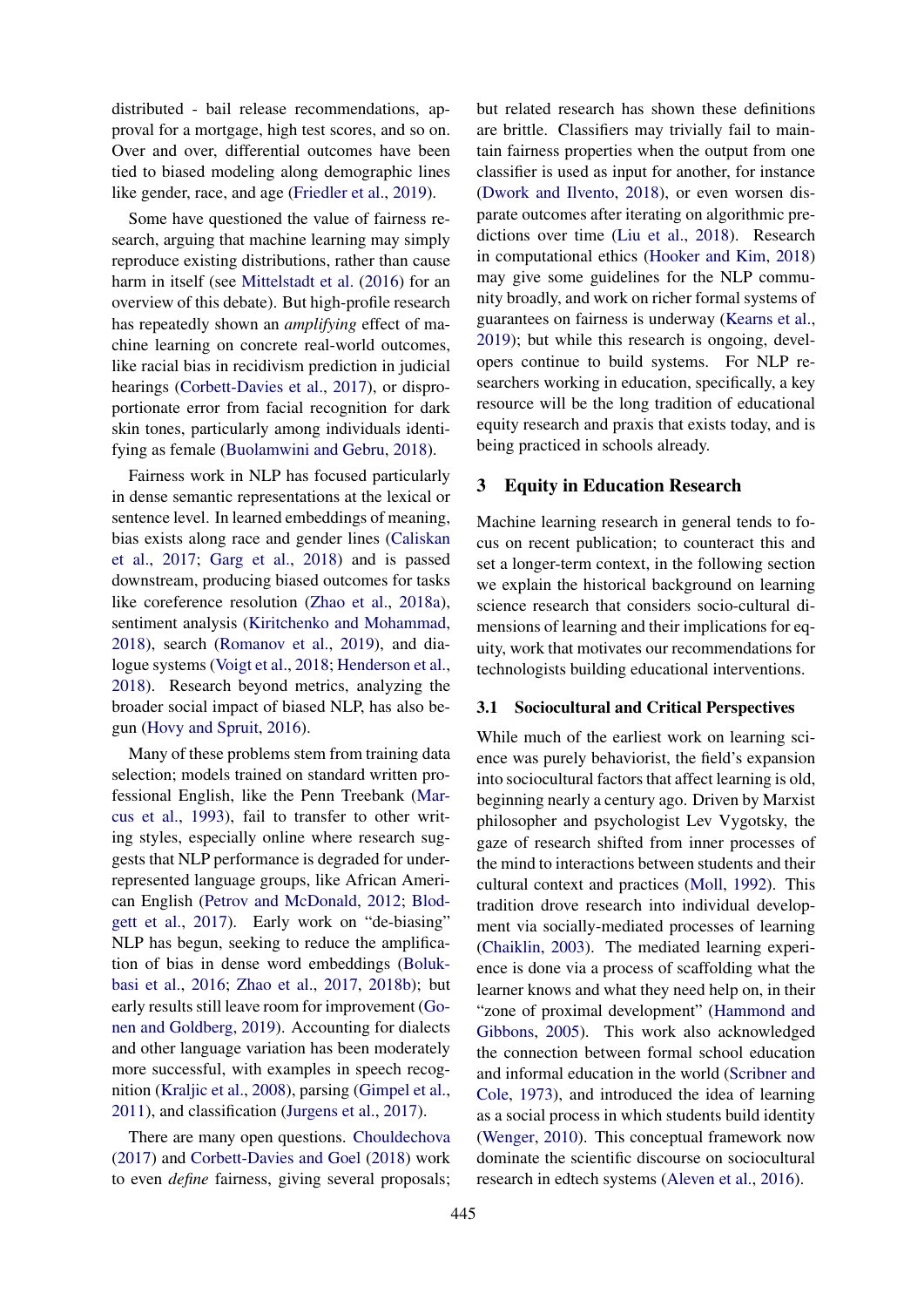distributed - bail release recommendations, approval for a mortgage, high test scores, and so on. Over and over, differential outcomes have been tied to biased modeling along demographic lines like gender, race, and age (Friedler et al., 2019).

Some have questioned the value of fairness research, arguing that machine learning may simply reproduce existing distributions, rather than cause harm in itself (see Mittelstadt et al. (2016) for an overview of this debate). But high-profile research has repeatedly shown an *amplifying* effect of machine learning on concrete real-world outcomes, like racial bias in recidivism prediction in judicial hearings (Corbett-Davies et al., 2017), or disproportionate error from facial recognition for dark skin tones, particularly among individuals identifying as female (Buolamwini and Gebru, 2018).

Fairness work in NLP has focused particularly in dense semantic representations at the lexical or sentence level. In learned embeddings of meaning, bias exists along race and gender lines (Caliskan et al., 2017; Garg et al., 2018) and is passed downstream, producing biased outcomes for tasks like coreference resolution (Zhao et al., 2018a), sentiment analysis (Kiritchenko and Mohammad, 2018), search (Romanov et al., 2019), and dialogue systems (Voigt et al., 2018; Henderson et al., 2018). Research beyond metrics, analyzing the broader social impact of biased NLP, has also begun (Hovy and Spruit, 2016).

Many of these problems stem from training data selection; models trained on standard written professional English, like the Penn Treebank (Marcus et al., 1993), fail to transfer to other writing styles, especially online where research suggests that NLP performance is degraded for underrepresented language groups, like African American English (Petrov and McDonald, 2012; Blodgett et al., 2017). Early work on "de-biasing" NLP has begun, seeking to reduce the amplification of bias in dense word embeddings (Bolukbasi et al., 2016; Zhao et al., 2017, 2018b); but early results still leave room for improvement (Gonen and Goldberg, 2019). Accounting for dialects and other language variation has been moderately more successful, with examples in speech recognition (Kraljic et al., 2008), parsing (Gimpel et al., 2011), and classification (Jurgens et al., 2017).

There are many open questions. Chouldechova (2017) and Corbett-Davies and Goel (2018) work to even *define* fairness, giving several proposals; but related research has shown these definitions are brittle. Classifiers may trivially fail to maintain fairness properties when the output from one classifier is used as input for another, for instance (Dwork and Ilvento, 2018), or even worsen disparate outcomes after iterating on algorithmic predictions over time (Liu et al., 2018). Research in computational ethics (Hooker and Kim, 2018) may give some guidelines for the NLP community broadly, and work on richer formal systems of guarantees on fairness is underway (Kearns et al., 2019); but while this research is ongoing, developers continue to build systems. For NLP researchers working in education, specifically, a key resource will be the long tradition of educational equity research and praxis that exists today, and is being practiced in schools already.

## 3 Equity in Education Research

Machine learning research in general tends to focus on recent publication; to counteract this and set a longer-term context, in the following section we explain the historical background on learning science research that considers socio-cultural dimensions of learning and their implications for equity, work that motivates our recommendations for technologists building educational interventions.

### 3.1 Sociocultural and Critical Perspectives

While much of the earliest work on learning science was purely behaviorist, the field's expansion into sociocultural factors that affect learning is old, beginning nearly a century ago. Driven by Marxist philosopher and psychologist Lev Vygotsky, the gaze of research shifted from inner processes of the mind to interactions between students and their cultural context and practices (Moll, 1992). This tradition drove research into individual development via socially-mediated processes of learning (Chaiklin, 2003). The mediated learning experience is done via a process of scaffolding what the learner knows and what they need help on, in their "zone of proximal development" (Hammond and Gibbons, 2005). This work also acknowledged the connection between formal school education and informal education in the world (Scribner and Cole, 1973), and introduced the idea of learning as a social process in which students build identity (Wenger, 2010). This conceptual framework now dominate the scientific discourse on sociocultural research in edtech systems (Aleven et al., 2016).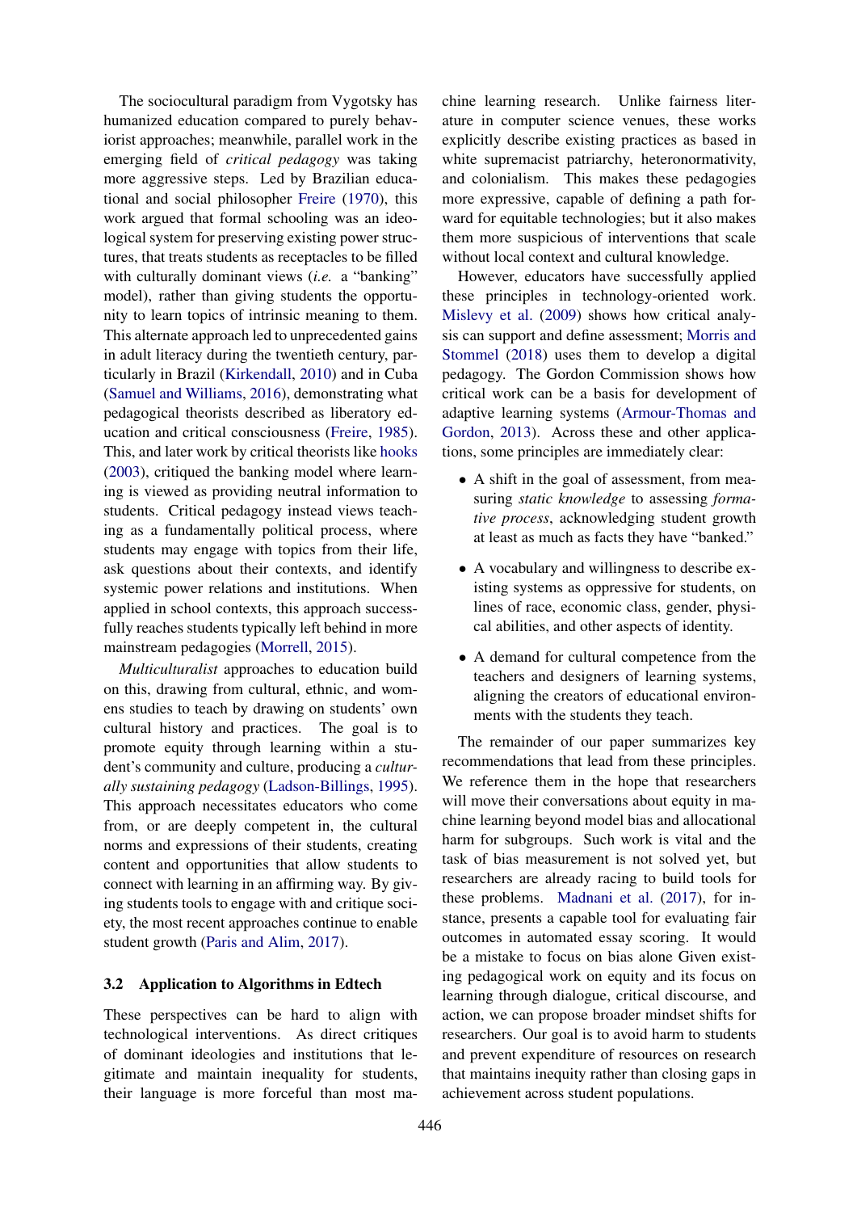The sociocultural paradigm from Vygotsky has humanized education compared to purely behaviorist approaches; meanwhile, parallel work in the emerging field of *critical pedagogy* was taking more aggressive steps. Led by Brazilian educational and social philosopher Freire (1970), this work argued that formal schooling was an ideological system for preserving existing power structures, that treats students as receptacles to be filled with culturally dominant views (*i.e.* a "banking" model), rather than giving students the opportunity to learn topics of intrinsic meaning to them. This alternate approach led to unprecedented gains in adult literacy during the twentieth century, particularly in Brazil (Kirkendall, 2010) and in Cuba (Samuel and Williams, 2016), demonstrating what pedagogical theorists described as liberatory education and critical consciousness (Freire, 1985). This, and later work by critical theorists like hooks (2003), critiqued the banking model where learning is viewed as providing neutral information to students. Critical pedagogy instead views teaching as a fundamentally political process, where students may engage with topics from their life, ask questions about their contexts, and identify systemic power relations and institutions. When applied in school contexts, this approach successfully reaches students typically left behind in more mainstream pedagogies (Morrell, 2015).

*Multiculturalist* approaches to education build on this, drawing from cultural, ethnic, and womens studies to teach by drawing on students' own cultural history and practices. The goal is to promote equity through learning within a student's community and culture, producing a *culturally sustaining pedagogy* (Ladson-Billings, 1995). This approach necessitates educators who come from, or are deeply competent in, the cultural norms and expressions of their students, creating content and opportunities that allow students to connect with learning in an affirming way. By giving students tools to engage with and critique society, the most recent approaches continue to enable student growth (Paris and Alim, 2017).

### 3.2 Application to Algorithms in Edtech

These perspectives can be hard to align with technological interventions. As direct critiques of dominant ideologies and institutions that legitimate and maintain inequality for students, their language is more forceful than most machine learning research. Unlike fairness literature in computer science venues, these works explicitly describe existing practices as based in white supremacist patriarchy, heteronormativity, and colonialism. This makes these pedagogies more expressive, capable of defining a path forward for equitable technologies; but it also makes them more suspicious of interventions that scale without local context and cultural knowledge.

However, educators have successfully applied these principles in technology-oriented work. Mislevy et al. (2009) shows how critical analysis can support and define assessment; Morris and Stommel (2018) uses them to develop a digital pedagogy. The Gordon Commission shows how critical work can be a basis for development of adaptive learning systems (Armour-Thomas and Gordon, 2013). Across these and other applications, some principles are immediately clear:

- A shift in the goal of assessment, from measuring *static knowledge* to assessing *formative process*, acknowledging student growth at least as much as facts they have "banked."
- A vocabulary and willingness to describe existing systems as oppressive for students, on lines of race, economic class, gender, physical abilities, and other aspects of identity.
- A demand for cultural competence from the teachers and designers of learning systems, aligning the creators of educational environments with the students they teach.

The remainder of our paper summarizes key recommendations that lead from these principles. We reference them in the hope that researchers will move their conversations about equity in machine learning beyond model bias and allocational harm for subgroups. Such work is vital and the task of bias measurement is not solved yet, but researchers are already racing to build tools for these problems. Madnani et al. (2017), for instance, presents a capable tool for evaluating fair outcomes in automated essay scoring. It would be a mistake to focus on bias alone Given existing pedagogical work on equity and its focus on learning through dialogue, critical discourse, and action, we can propose broader mindset shifts for researchers. Our goal is to avoid harm to students and prevent expenditure of resources on research that maintains inequity rather than closing gaps in achievement across student populations.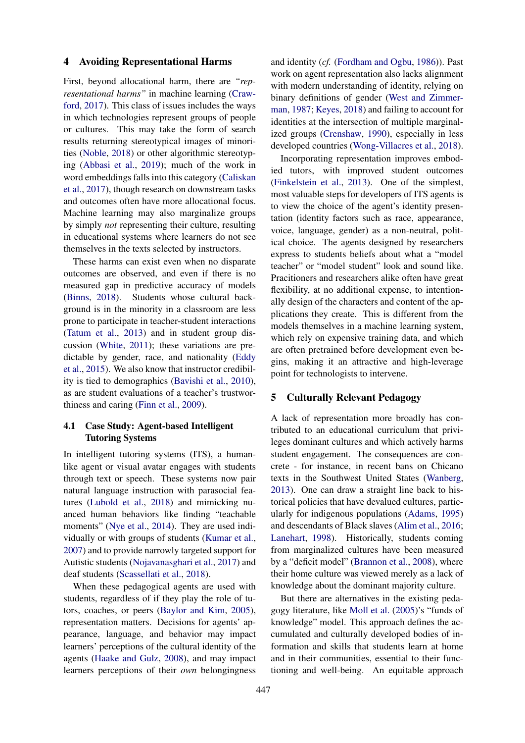## 4 Avoiding Representational Harms

First, beyond allocational harm, there are *"representational harms"* in machine learning (Crawford, 2017). This class of issues includes the ways in which technologies represent groups of people or cultures. This may take the form of search results returning stereotypical images of minorities (Noble, 2018) or other algorithmic stereotyping (Abbasi et al., 2019); much of the work in word embeddings falls into this category (Caliskan et al., 2017), though research on downstream tasks and outcomes often have more allocational focus. Machine learning may also marginalize groups by simply *not* representing their culture, resulting in educational systems where learners do not see themselves in the texts selected by instructors.

These harms can exist even when no disparate outcomes are observed, and even if there is no measured gap in predictive accuracy of models (Binns, 2018). Students whose cultural background is in the minority in a classroom are less prone to participate in teacher-student interactions (Tatum et al., 2013) and in student group discussion (White, 2011); these variations are predictable by gender, race, and nationality (Eddy et al., 2015). We also know that instructor credibility is tied to demographics (Bavishi et al., 2010), as are student evaluations of a teacher's trustworthiness and caring (Finn et al., 2009).

### 4.1 Case Study: Agent-based Intelligent Tutoring Systems

In intelligent tutoring systems (ITS), a human-like agent or visual avatar engages with students through text or speech. These systems now pair natural language instruction with parasocial features (Lubold et al., 2018) and mimicking nuanced human behaviors like finding "teachable moments" (Nye et al., 2014). They are used individually or with groups of students (Kumar et al., 2007) and to provide narrowly targeted support for Autistic students (Nojavanasghari et al., 2017) and deaf students (Scassellati et al., 2018).

When these pedagogical agents are used with students, regardless of if they play the role of tutors, coaches, or peers (Baylor and Kim, 2005), representation matters. Decisions for agents' appearance, language, and behavior may impact learners' perceptions of the cultural identity of the agents (Haake and Gulz, 2008), and may impact learners perceptions of their *own* belongingness and identity (*cf.* (Fordham and Ogbu, 1986)). Past work on agent representation also lacks alignment with modern understanding of identity, relying on binary definitions of gender (West and Zimmerman, 1987; Keyes, 2018) and failing to account for identities at the intersection of multiple marginalized groups (Crenshaw, 1990), especially in less developed countries (Wong-Villacres et al., 2018).

Incorporating representation improves embodied tutors, with improved student outcomes (Finkelstein et al., 2013). One of the simplest, most valuable steps for developers of ITS agents is to view the choice of the agent's identity presentation (identity factors such as race, appearance, voice, language, gender) as a non-neutral, political choice. The agents designed by researchers express to students beliefs about what a "model teacher" or "model student" look and sound like. Pracitioners and researchers alike often have great flexibility, at no additional expense, to intentionally design of the characters and content of the applications they create. This is different from the models themselves in a machine learning system, which rely on expensive training data, and which are often pretrained before development even begins, making it an attractive and high-leverage point for technologists to intervene.

## 5 Culturally Relevant Pedagogy

A lack of representation more broadly has contributed to an educational curriculum that privileges dominant cultures and which actively harms student engagement. The consequences are concrete - for instance, in recent bans on Chicano texts in the Southwest United States (Wanberg, 2013). One can draw a straight line back to historical policies that have devalued cultures, particularly for indigenous populations (Adams, 1995) and descendants of Black slaves (Alim et al., 2016; Lanehart, 1998). Historically, students coming from marginalized cultures have been measured by a "deficit model" (Brannon et al., 2008), where their home culture was viewed merely as a lack of knowledge about the dominant majority culture.

But there are alternatives in the existing pedagogy literature, like Moll et al. (2005)'s "funds of knowledge" model. This approach defines the accumulated and culturally developed bodies of information and skills that students learn at home and in their communities, essential to their functioning and well-being. An equitable approach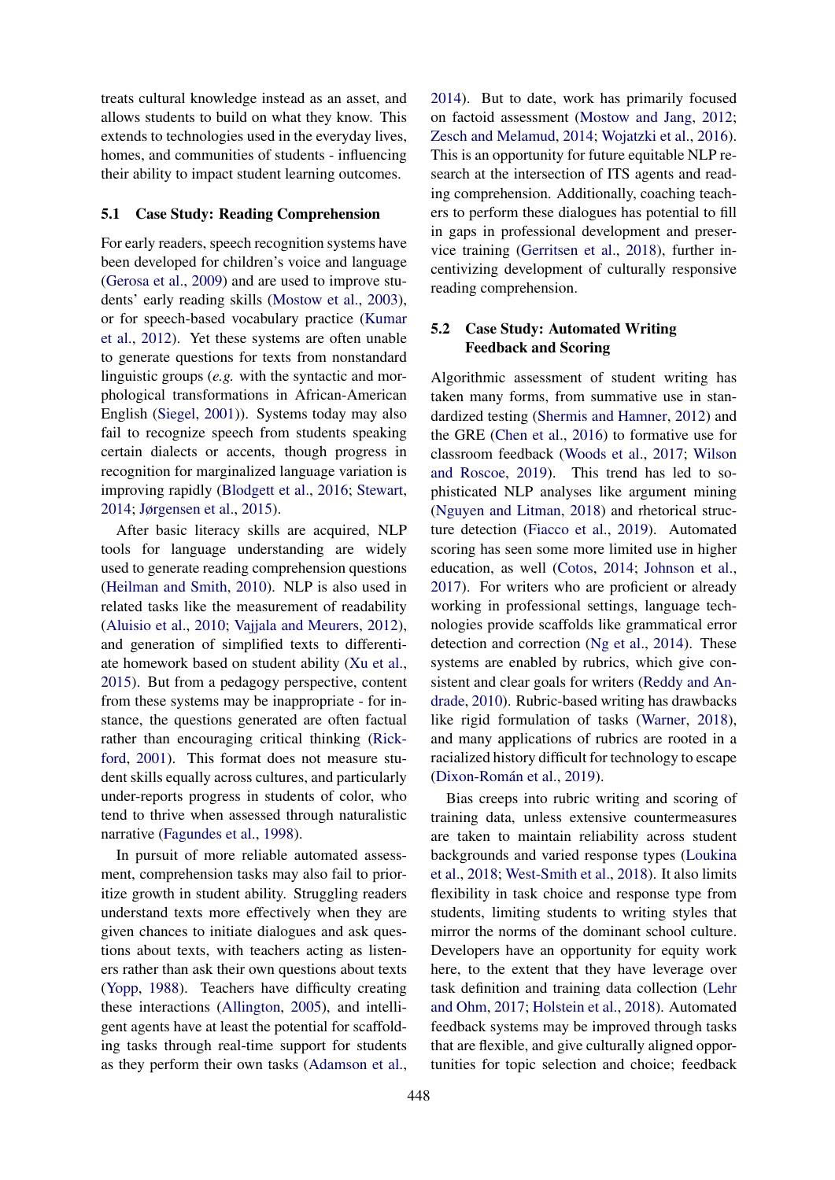treats cultural knowledge instead as an asset, and allows students to build on what they know. This extends to technologies used in the everyday lives, homes, and communities of students - influencing their ability to impact student learning outcomes.

### 5.1 Case Study: Reading Comprehension

For early readers, speech recognition systems have been developed for children's voice and language (Gerosa et al., 2009) and are used to improve students' early reading skills (Mostow et al., 2003), or for speech-based vocabulary practice (Kumar et al., 2012). Yet these systems are often unable to generate questions for texts from nonstandard linguistic groups (*e.g.* with the syntactic and morphological transformations in African-American English (Siegel, 2001)). Systems today may also fail to recognize speech from students speaking certain dialects or accents, though progress in recognition for marginalized language variation is improving rapidly (Blodgett et al., 2016; Stewart, 2014; Jørgensen et al., 2015).

After basic literacy skills are acquired, NLP tools for language understanding are widely used to generate reading comprehension questions (Heilman and Smith, 2010). NLP is also used in related tasks like the measurement of readability (Aluisio et al., 2010; Vajjala and Meurers, 2012), and generation of simplified texts to differentiate homework based on student ability (Xu et al., 2015). But from a pedagogy perspective, content from these systems may be inappropriate - for instance, the questions generated are often factual rather than encouraging critical thinking (Rickford, 2001). This format does not measure student skills equally across cultures, and particularly under-reports progress in students of color, who tend to thrive when assessed through naturalistic narrative (Fagundes et al., 1998).

In pursuit of more reliable automated assessment, comprehension tasks may also fail to prioritize growth in student ability. Struggling readers understand texts more effectively when they are given chances to initiate dialogues and ask questions about texts, with teachers acting as listeners rather than ask their own questions about texts (Yopp, 1988). Teachers have difficulty creating these interactions (Allington, 2005), and intelligent agents have at least the potential for scaffolding tasks through real-time support for students as they perform their own tasks (Adamson et al., 2014). But to date, work has primarily focused on factoid assessment (Mostow and Jang, 2012; Zesch and Melamud, 2014; Wojatzki et al., 2016). This is an opportunity for future equitable NLP research at the intersection of ITS agents and reading comprehension. Additionally, coaching teachers to perform these dialogues has potential to fill in gaps in professional development and preservice training (Gerritsen et al., 2018), further incentivizing development of culturally responsive reading comprehension.

### 5.2 Case Study: Automated Writing Feedback and Scoring

Algorithmic assessment of student writing has taken many forms, from summative use in standardized testing (Shermis and Hamner, 2012) and the GRE (Chen et al., 2016) to formative use for classroom feedback (Woods et al., 2017; Wilson and Roscoe, 2019). This trend has led to sophisticated NLP analyses like argument mining (Nguyen and Litman, 2018) and rhetorical structure detection (Fiacco et al., 2019). Automated scoring has seen some more limited use in higher education, as well (Cotos, 2014; Johnson et al., 2017). For writers who are proficient or already working in professional settings, language technologies provide scaffolds like grammatical error detection and correction (Ng et al., 2014). These systems are enabled by rubrics, which give consistent and clear goals for writers (Reddy and Andrade, 2010). Rubric-based writing has drawbacks like rigid formulation of tasks (Warner, 2018), and many applications of rubrics are rooted in a racialized history difficult for technology to escape (Dixon-Román et al., 2019).

Bias creeps into rubric writing and scoring of training data, unless extensive countermeasures are taken to maintain reliability across student backgrounds and varied response types (Loukina et al., 2018; West-Smith et al., 2018). It also limits flexibility in task choice and response type from students, limiting students to writing styles that mirror the norms of the dominant school culture. Developers have an opportunity for equity work here, to the extent that they have leverage over task definition and training data collection (Lehr and Ohm, 2017; Holstein et al., 2018). Automated feedback systems may be improved through tasks that are flexible, and give culturally aligned opportunities for topic selection and choice; feedback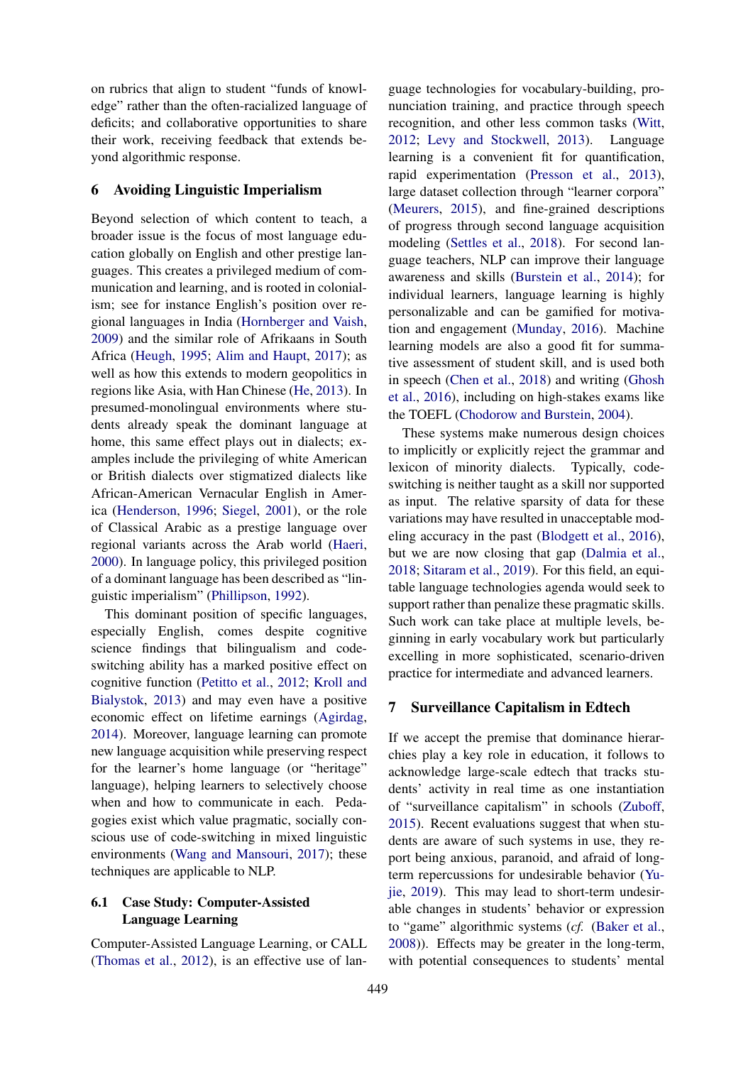on rubrics that align to student "funds of knowledge" rather than the often-racialized language of deficits; and collaborative opportunities to share their work, receiving feedback that extends beyond algorithmic response.

## 6 Avoiding Linguistic Imperialism

Beyond selection of which content to teach, a broader issue is the focus of most language education globally on English and other prestige languages. This creates a privileged medium of communication and learning, and is rooted in colonialism; see for instance English's position over regional languages in India (Hornberger and Vaish, 2009) and the similar role of Afrikaans in South Africa (Heugh, 1995; Alim and Haupt, 2017); as well as how this extends to modern geopolitics in regions like Asia, with Han Chinese (He, 2013). In presumed-monolingual environments where students already speak the dominant language at home, this same effect plays out in dialects; examples include the privileging of white American or British dialects over stigmatized dialects like African-American Vernacular English in America (Henderson, 1996; Siegel, 2001), or the role of Classical Arabic as a prestige language over regional variants across the Arab world (Haeri, 2000). In language policy, this privileged position of a dominant language has been described as "linguistic imperialism" (Phillipson, 1992).

This dominant position of specific languages, especially English, comes despite cognitive science findings that bilingualism and code-switching ability has a marked positive effect on cognitive function (Petitto et al., 2012; Kroll and Bialystok, 2013) and may even have a positive economic effect on lifetime earnings (Agirdag, 2014). Moreover, language learning can promote new language acquisition while preserving respect for the learner's home language (or "heritage" language), helping learners to selectively choose when and how to communicate in each. Pedagogies exist which value pragmatic, socially conscious use of code-switching in mixed linguistic environments (Wang and Mansouri, 2017); these techniques are applicable to NLP.

### 6.1 Case Study: Computer-Assisted Language Learning

Computer-Assisted Language Learning, or CALL (Thomas et al., 2012), is an effective use of language technologies for vocabulary-building, pronunciation training, and practice through speech recognition, and other less common tasks (Witt, 2012; Levy and Stockwell, 2013). Language learning is a convenient fit for quantification, rapid experimentation (Presson et al., 2013), large dataset collection through "learner corpora" (Meurers, 2015), and fine-grained descriptions of progress through second language acquisition modeling (Settles et al., 2018). For second language teachers, NLP can improve their language awareness and skills (Burstein et al., 2014); for individual learners, language learning is highly personalizable and can be gamified for motivation and engagement (Munday, 2016). Machine learning models are also a good fit for summative assessment of student skill, and is used both in speech (Chen et al., 2018) and writing (Ghosh et al., 2016), including on high-stakes exams like the TOEFL (Chodorow and Burstein, 2004).

These systems make numerous design choices to implicitly or explicitly reject the grammar and lexicon of minority dialects. Typically, code-switching is neither taught as a skill nor supported as input. The relative sparsity of data for these variations may have resulted in unacceptable modeling accuracy in the past (Blodgett et al., 2016), but we are now closing that gap (Dalmia et al., 2018; Sitaram et al., 2019). For this field, an equitable language technologies agenda would seek to support rather than penalize these pragmatic skills. Such work can take place at multiple levels, beginning in early vocabulary work but particularly excelling in more sophisticated, scenario-driven practice for intermediate and advanced learners.

## 7 Surveillance Capitalism in Edtech

If we accept the premise that dominance hierarchies play a key role in education, it follows to acknowledge large-scale edtech that tracks students' activity in real time as one instantiation of "surveillance capitalism" in schools (Zuboff, 2015). Recent evaluations suggest that when students are aware of such systems in use, they report being anxious, paranoid, and afraid of long-term repercussions for undesirable behavior (Yujie, 2019). This may lead to short-term undesirable changes in students' behavior or expression to "game" algorithmic systems (*cf.* (Baker et al., 2008)). Effects may be greater in the long-term, with potential consequences to students' mental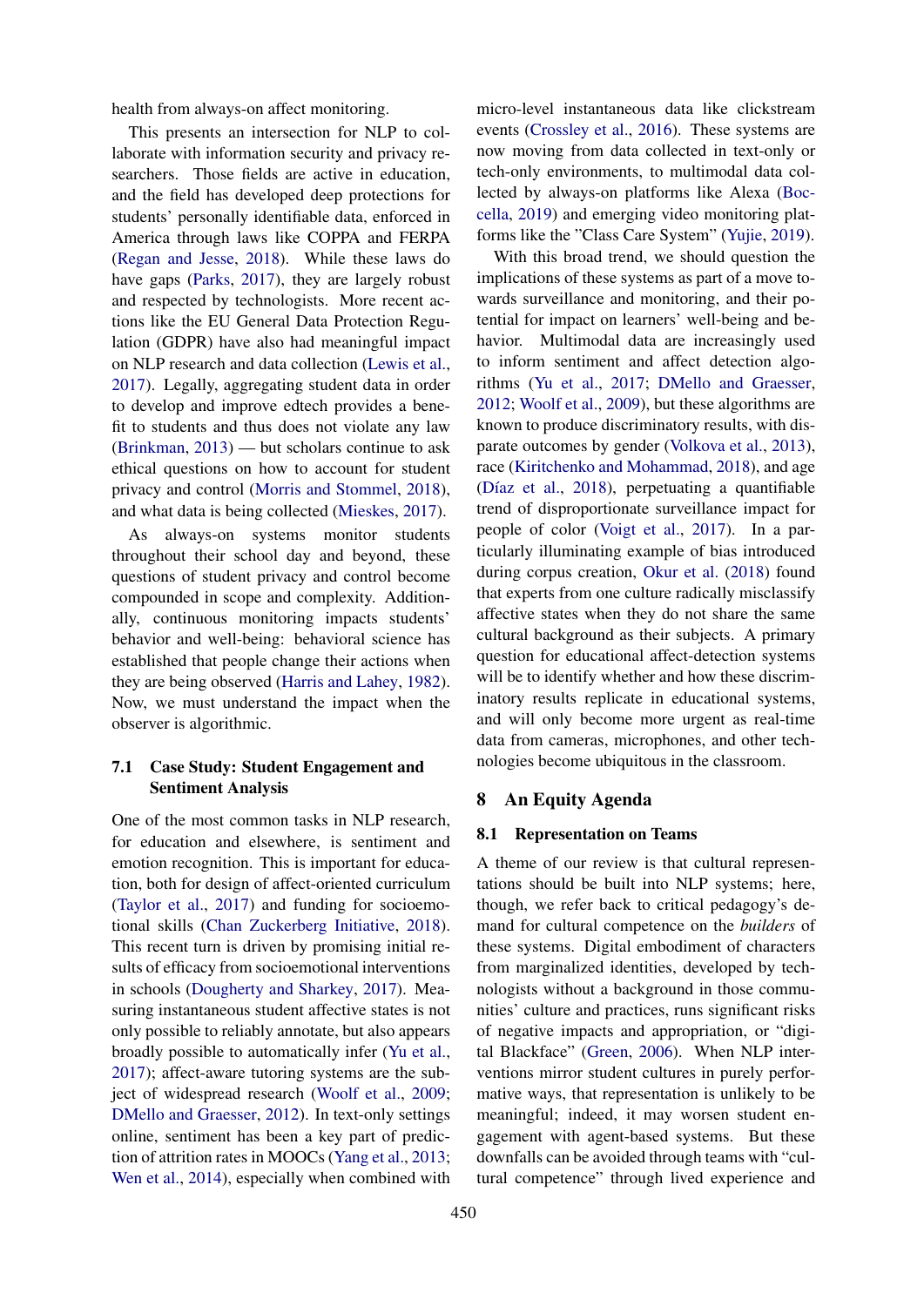health from always-on affect monitoring.

This presents an intersection for NLP to collaborate with information security and privacy researchers. Those fields are active in education, and the field has developed deep protections for students' personally identifiable data, enforced in America through laws like COPPA and FERPA (Regan and Jesse, 2018). While these laws do have gaps (Parks, 2017), they are largely robust and respected by technologists. More recent actions like the EU General Data Protection Regulation (GDPR) have also had meaningful impact on NLP research and data collection (Lewis et al., 2017). Legally, aggregating student data in order to develop and improve edtech provides a benefit to students and thus does not violate any law (Brinkman, 2013) — but scholars continue to ask ethical questions on how to account for student privacy and control (Morris and Stommel, 2018), and what data is being collected (Mieskes, 2017).

As always-on systems monitor students throughout their school day and beyond, these questions of student privacy and control become compounded in scope and complexity. Additionally, continuous monitoring impacts students' behavior and well-being: behavioral science has established that people change their actions when they are being observed (Harris and Lahey, 1982). Now, we must understand the impact when the observer is algorithmic.

### 7.1 Case Study: Student Engagement and Sentiment Analysis

One of the most common tasks in NLP research, for education and elsewhere, is sentiment and emotion recognition. This is important for education, both for design of affect-oriented curriculum (Taylor et al., 2017) and funding for socioemotional skills (Chan Zuckerberg Initiative, 2018). This recent turn is driven by promising initial results of efficacy from socioemotional interventions in schools (Dougherty and Sharkey, 2017). Measuring instantaneous student affective states is not only possible to reliably annotate, but also appears broadly possible to automatically infer (Yu et al., 2017); affect-aware tutoring systems are the subject of widespread research (Woolf et al., 2009; DMello and Graesser, 2012). In text-only settings online, sentiment has been a key part of prediction of attrition rates in MOOCs (Yang et al., 2013; Wen et al., 2014), especially when combined with micro-level instantaneous data like clickstream events (Crossley et al., 2016). These systems are now moving from data collected in text-only or tech-only environments, to multimodal data collected by always-on platforms like Alexa (Boccella, 2019) and emerging video monitoring platforms like the "Class Care System" (Yujie, 2019).

With this broad trend, we should question the implications of these systems as part of a move towards surveillance and monitoring, and their potential for impact on learners' well-being and behavior. Multimodal data are increasingly used to inform sentiment and affect detection algorithms (Yu et al., 2017; DMello and Graesser, 2012; Woolf et al., 2009), but these algorithms are known to produce discriminatory results, with disparate outcomes by gender (Volkova et al., 2013), race (Kiritchenko and Mohammad, 2018), and age (Díaz et al., 2018), perpetuating a quantifiable trend of disproportionate surveillance impact for people of color (Voigt et al., 2017). In a particularly illuminating example of bias introduced during corpus creation, Okur et al. (2018) found that experts from one culture radically misclassify affective states when they do not share the same cultural background as their subjects. A primary question for educational affect-detection systems will be to identify whether and how these discriminatory results replicate in educational systems, and will only become more urgent as real-time data from cameras, microphones, and other technologies become ubiquitous in the classroom.

## 8 An Equity Agenda

### 8.1 Representation on Teams

A theme of our review is that cultural representations should be built into NLP systems; here, though, we refer back to critical pedagogy's demand for cultural competence on the *builders* of these systems. Digital embodiment of characters from marginalized identities, developed by technologists without a background in those communities' culture and practices, runs significant risks of negative impacts and appropriation, or "digital Blackface" (Green, 2006). When NLP interventions mirror student cultures in purely performative ways, that representation is unlikely to be meaningful; indeed, it may worsen student engagement with agent-based systems. But these downfalls can be avoided through teams with "cultural competence" through lived experience and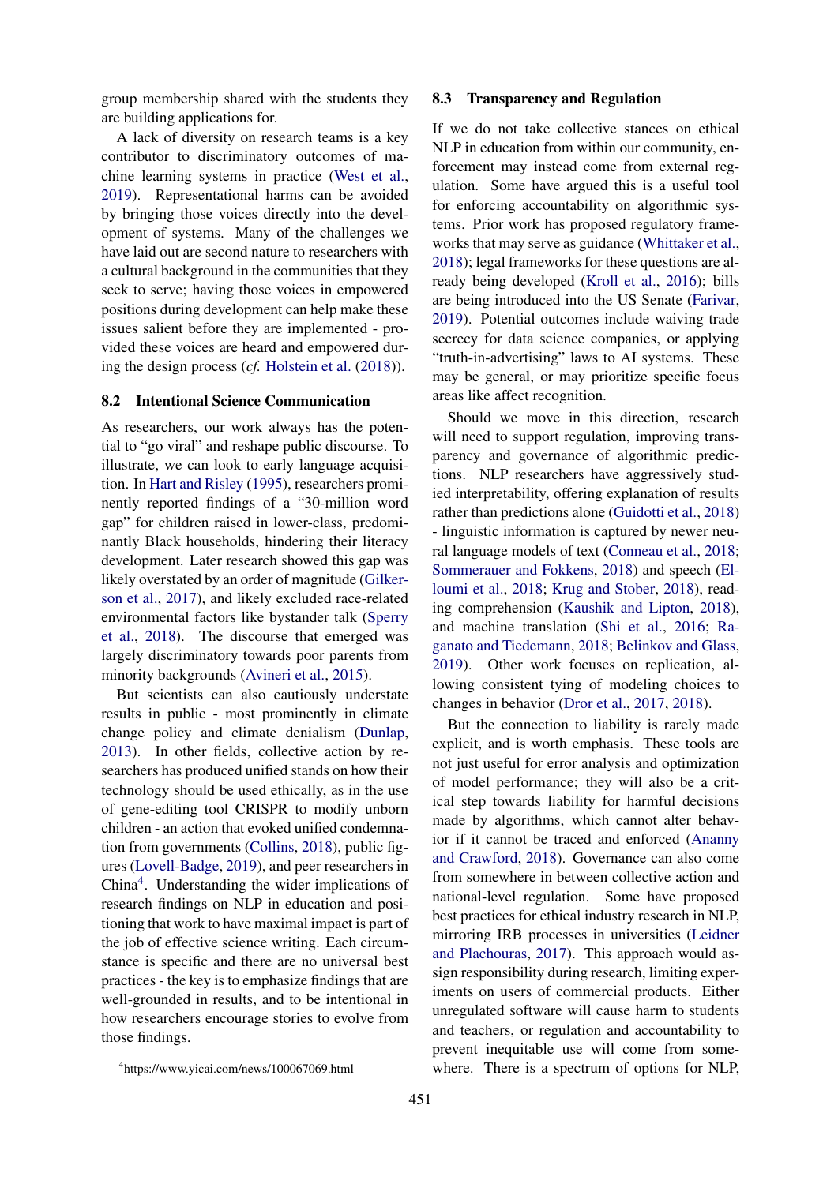group membership shared with the students they are building applications for.

A lack of diversity on research teams is a key contributor to discriminatory outcomes of machine learning systems in practice (West et al., 2019). Representational harms can be avoided by bringing those voices directly into the development of systems. Many of the challenges we have laid out are second nature to researchers with a cultural background in the communities that they seek to serve; having those voices in empowered positions during development can help make these issues salient before they are implemented - provided these voices are heard and empowered during the design process (*cf.* Holstein et al. (2018)).

### 8.2 Intentional Science Communication

As researchers, our work always has the potential to "go viral" and reshape public discourse. To illustrate, we can look to early language acquisition. In Hart and Risley (1995), researchers prominently reported findings of a "30-million word gap" for children raised in lower-class, predominantly Black households, hindering their literacy development. Later research showed this gap was likely overstated by an order of magnitude (Gilkerson et al., 2017), and likely excluded race-related environmental factors like bystander talk (Sperry et al., 2018). The discourse that emerged was largely discriminatory towards poor parents from minority backgrounds (Avineri et al., 2015).

But scientists can also cautiously understate results in public - most prominently in climate change policy and climate denialism (Dunlap, 2013). In other fields, collective action by researchers has produced unified stands on how their technology should be used ethically, as in the use of gene-editing tool CRISPR to modify unborn children - an action that evoked unified condemnation from governments (Collins, 2018), public figures (Lovell-Badge, 2019), and peer researchers in China[4]. Understanding the wider implications of research findings on NLP in education and positioning that work to have maximal impact is part of the job of effective science writing. Each circumstance is specific and there are no universal best practices - the key is to emphasize findings that are well-grounded in results, and to be intentional in how researchers encourage stories to evolve from those findings.

### 8.3 Transparency and Regulation

If we do not take collective stances on ethical NLP in education from within our community, enforcement may instead come from external regulation. Some have argued this is a useful tool for enforcing accountability on algorithmic systems. Prior work has proposed regulatory frameworks that may serve as guidance (Whittaker et al., 2018); legal frameworks for these questions are already being developed (Kroll et al., 2016); bills are being introduced into the US Senate (Farivar, 2019). Potential outcomes include waiving trade secrecy for data science companies, or applying "truth-in-advertising" laws to AI systems. These may be general, or may prioritize specific focus areas like affect recognition.

Should we move in this direction, research will need to support regulation, improving transparency and governance of algorithmic predictions. NLP researchers have aggressively studied interpretability, offering explanation of results rather than predictions alone (Guidotti et al., 2018) - linguistic information is captured by newer neural language models of text (Conneau et al., 2018; Sommerauer and Fokkens, 2018) and speech (Elloumi et al., 2018; Krug and Stober, 2018), reading comprehension (Kaushik and Lipton, 2018), and machine translation (Shi et al., 2016; Raganato and Tiedemann, 2018; Belinkov and Glass, 2019). Other work focuses on replication, allowing consistent tying of modeling choices to changes in behavior (Dror et al., 2017, 2018).

But the connection to liability is rarely made explicit, and is worth emphasis. These tools are not just useful for error analysis and optimization of model performance; they will also be a critical step towards liability for harmful decisions made by algorithms, which cannot alter behavior if it cannot be traced and enforced (Ananny and Crawford, 2018). Governance can also come from somewhere in between collective action and national-level regulation. Some have proposed best practices for ethical industry research in NLP, mirroring IRB processes in universities (Leidner and Plachouras, 2017). This approach would assign responsibility during research, limiting experiments on users of commercial products. Either unregulated software will cause harm to students and teachers, or regulation and accountability to prevent inequitable use will come from somewhere. There is a spectrum of options for NLP,

[4] https://www.yicai.com/news/100067069.html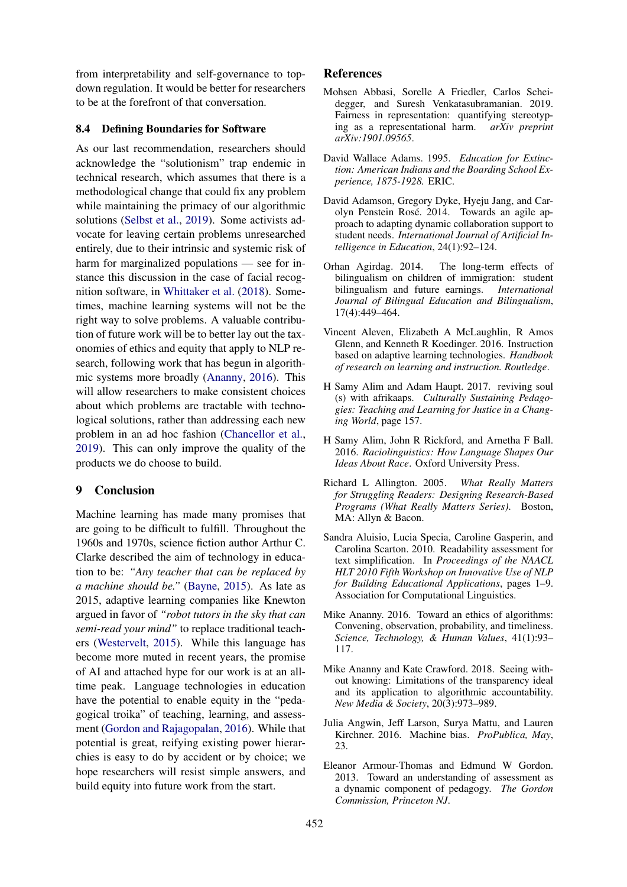from interpretability and self-governance to top-down regulation. It would be better for researchers to be at the forefront of that conversation.

### 8.4 Defining Boundaries for Software

As our last recommendation, researchers should acknowledge the "solutionism" trap endemic in technical research, which assumes that there is a methodological change that could fix any problem while maintaining the primacy of our algorithmic solutions (Selbst et al., 2019). Some activists advocate for leaving certain problems unresearched entirely, due to their intrinsic and systemic risk of harm for marginalized populations — see for instance this discussion in the case of facial recognition software, in Whittaker et al. (2018). Sometimes, machine learning systems will not be the right way to solve problems. A valuable contribution of future work will be to better lay out the taxonomies of ethics and equity that apply to NLP research, following work that has begun in algorithmic systems more broadly (Ananny, 2016). This will allow researchers to make consistent choices about which problems are tractable with technological solutions, rather than addressing each new problem in an ad hoc fashion (Chancellor et al., 2019). This can only improve the quality of the products we do choose to build.

## 9 Conclusion

Machine learning has made many promises that are going to be difficult to fulfill. Throughout the 1960s and 1970s, science fiction author Arthur C. Clarke described the aim of technology in education to be: *"Any teacher that can be replaced by a machine should be."* (Bayne, 2015). As late as 2015, adaptive learning companies like Knewton argued in favor of *"robot tutors in the sky that can semi-read your mind"* to replace traditional teachers (Westervelt, 2015). While this language has become more muted in recent years, the promise of AI and attached hype for our work is at an all-time peak. Language technologies in education have the potential to enable equity in the "pedagogical troika" of teaching, learning, and assessment (Gordon and Rajagopalan, 2016). While that potential is great, reifying existing power hierarchies is easy to do by accident or by choice; we hope researchers will resist simple answers, and build equity into future work from the start.

## References

Mohsen Abbasi, Sorelle A Friedler, Carlos Scheidegger, and Suresh Venkatasubramanian. 2019. Fairness in representation: quantifying stereotyping as a representational harm. *arXiv preprint arXiv:1901.09565*.

David Wallace Adams. 1995. *Education for Extinction: American Indians and the Boarding School Experience, 1875-1928.* ERIC.

David Adamson, Gregory Dyke, Hyeju Jang, and Carolyn Penstein Rosé. 2014. Towards an agile approach to adapting dynamic collaboration support to student needs. *International Journal of Artificial Intelligence in Education*, 24(1):92–124.

Orhan Agirdag. 2014. The long-term effects of bilingualism on children of immigration: student bilingualism and future earnings. *International Journal of Bilingual Education and Bilingualism*, 17(4):449–464.

Vincent Aleven, Elizabeth A McLaughlin, R Amos Glenn, and Kenneth R Koedinger. 2016. Instruction based on adaptive learning technologies. *Handbook of research on learning and instruction. Routledge*.

H Samy Alim and Adam Haupt. 2017. reviving soul (s) with afrikaaps. *Culturally Sustaining Pedagogies: Teaching and Learning for Justice in a Changing World*, page 157.

H Samy Alim, John R Rickford, and Arnetha F Ball. 2016. *Raciolinguistics: How Language Shapes Our Ideas About Race*. Oxford University Press.

Richard L Allington. 2005. *What Really Matters for Struggling Readers: Designing Research-Based Programs (What Really Matters Series)*. Boston, MA: Allyn & Bacon.

Sandra Aluisio, Lucia Specia, Caroline Gasperin, and Carolina Scarton. 2010. Readability assessment for text simplification. In *Proceedings of the NAACL HLT 2010 Fifth Workshop on Innovative Use of NLP for Building Educational Applications*, pages 1–9. Association for Computational Linguistics.

Mike Ananny. 2016. Toward an ethics of algorithms: Convening, observation, probability, and timeliness. *Science, Technology, & Human Values*, 41(1):93–117.

Mike Ananny and Kate Crawford. 2018. Seeing without knowing: Limitations of the transparency ideal and its application to algorithmic accountability. *New Media & Society*, 20(3):973–989.

Julia Angwin, Jeff Larson, Surya Mattu, and Lauren Kirchner. 2016. Machine bias. *ProPublica, May*, 23.

Eleanor Armour-Thomas and Edmund W Gordon. 2013. Toward an understanding of assessment as a dynamic component of pedagogy. *The Gordon Commission, Princeton NJ*.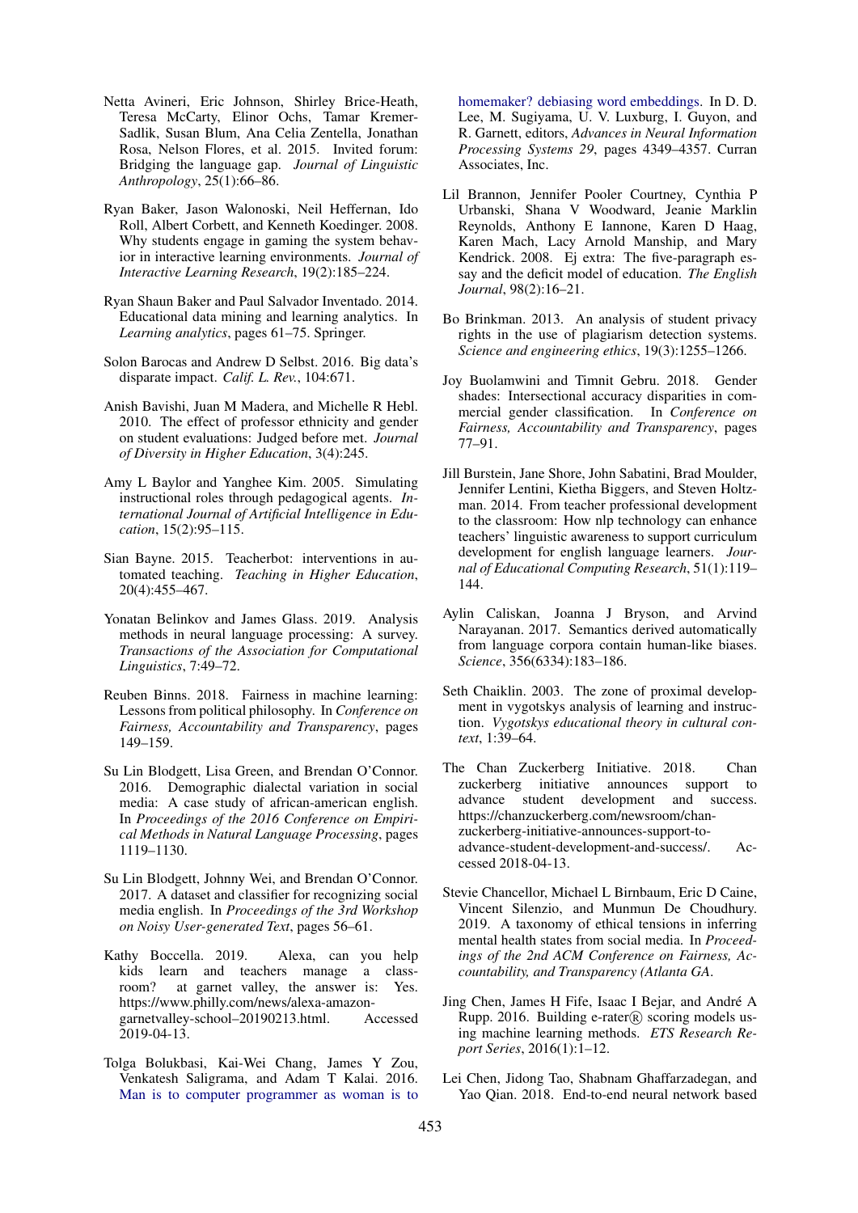Netta Avineri, Eric Johnson, Shirley Brice-Heath, Teresa McCarty, Elinor Ochs, Tamar Kremer-Sadlik, Susan Blum, Ana Celia Zentella, Jonathan Rosa, Nelson Flores, et al. 2015. Invited forum: Bridging the language gap. *Journal of Linguistic Anthropology*, 25(1):66–86.

Ryan Baker, Jason Walonoski, Neil Heffernan, Ido Roll, Albert Corbett, and Kenneth Koedinger. 2008. Why students engage in gaming the system behavior in interactive learning environments. *Journal of Interactive Learning Research*, 19(2):185–224.

Ryan Shaun Baker and Paul Salvador Inventado. 2014. Educational data mining and learning analytics. In *Learning analytics*, pages 61–75. Springer.

Solon Barocas and Andrew D Selbst. 2016. Big data's disparate impact. *Calif. L. Rev.*, 104:671.

Anish Bavishi, Juan M Madera, and Michelle R Hebl. 2010. The effect of professor ethnicity and gender on student evaluations: Judged before met. *Journal of Diversity in Higher Education*, 3(4):245.

Amy L Baylor and Yanghee Kim. 2005. Simulating instructional roles through pedagogical agents. *International Journal of Artificial Intelligence in Education*, 15(2):95–115.

Sian Bayne. 2015. Teacherbot: interventions in automated teaching. *Teaching in Higher Education*, 20(4):455–467.

Yonatan Belinkov and James Glass. 2019. Analysis methods in neural language processing: A survey. *Transactions of the Association for Computational Linguistics*, 7:49–72.

Reuben Binns. 2018. Fairness in machine learning: Lessons from political philosophy. In *Conference on Fairness, Accountability and Transparency*, pages 149–159.

Su Lin Blodgett, Lisa Green, and Brendan O'Connor. 2016. Demographic dialectal variation in social media: A case study of african-american english. In *Proceedings of the 2016 Conference on Empirical Methods in Natural Language Processing*, pages 1119–1130.

Su Lin Blodgett, Johnny Wei, and Brendan O'Connor. 2017. A dataset and classifier for recognizing social media english. In *Proceedings of the 3rd Workshop on Noisy User-generated Text*, pages 56–61.

Kathy Boccella. 2019. Alexa, can you help kids learn and teachers manage a classroom? at garnet valley, the answer is: Yes. https://www.philly.com/news/alexa-amazon-garnetvalley-school–20190213.html. Accessed 2019-04-13.

Tolga Bolukbasi, Kai-Wei Chang, James Y Zou, Venkatesh Saligrama, and Adam T Kalai. 2016. Man is to computer programmer as woman is to homemaker? debiasing word embeddings. In D. D. Lee, M. Sugiyama, U. V. Luxburg, I. Guyon, and R. Garnett, editors, *Advances in Neural Information Processing Systems 29*, pages 4349–4357. Curran Associates, Inc.

Lil Brannon, Jennifer Pooler Courtney, Cynthia P Urbanski, Shana V Woodward, Jeanie Marklin Reynolds, Anthony E Iannone, Karen D Haag, Karen Mach, Lacy Arnold Manship, and Mary Kendrick. 2008. Ej extra: The five-paragraph essay and the deficit model of education. *The English Journal*, 98(2):16–21.

Bo Brinkman. 2013. An analysis of student privacy rights in the use of plagiarism detection systems. *Science and engineering ethics*, 19(3):1255–1266.

Joy Buolamwini and Timnit Gebru. 2018. Gender shades: Intersectional accuracy disparities in commercial gender classification. In *Conference on Fairness, Accountability and Transparency*, pages 77–91.

Jill Burstein, Jane Shore, John Sabatini, Brad Moulder, Jennifer Lentini, Kietha Biggers, and Steven Holtzman. 2014. From teacher professional development to the classroom: How nlp technology can enhance teachers' linguistic awareness to support curriculum development for english language learners. *Journal of Educational Computing Research*, 51(1):119–144.

Aylin Caliskan, Joanna J Bryson, and Arvind Narayanan. 2017. Semantics derived automatically from language corpora contain human-like biases. *Science*, 356(6334):183–186.

Seth Chaiklin. 2003. The zone of proximal development in vygotskys analysis of learning and instruction. *Vygotskys educational theory in cultural context*, 1:39–64.

The Chan Zuckerberg Initiative. 2018. Chan zuckerberg initiative announces support to advance student development and success. https://chanzuckerberg.com/newsroom/chan-zuckerberg-initiative-announces-support-to-advance-student-development-and-success/. Accessed 2018-04-13.

Stevie Chancellor, Michael L Birnbaum, Eric D Caine, Vincent Silenzio, and Munmun De Choudhury. 2019. A taxonomy of ethical tensions in inferring mental health states from social media. In *Proceedings of the 2nd ACM Conference on Fairness, Accountability, and Transparency (Atlanta GA*.

Jing Chen, James H Fife, Isaac I Bejar, and André A Rupp. 2016. Building e-rater® scoring models using machine learning methods. *ETS Research Report Series*, 2016(1):1–12.

Lei Chen, Jidong Tao, Shabnam Ghaffarzadegan, and Yao Qian. 2018. End-to-end neural network based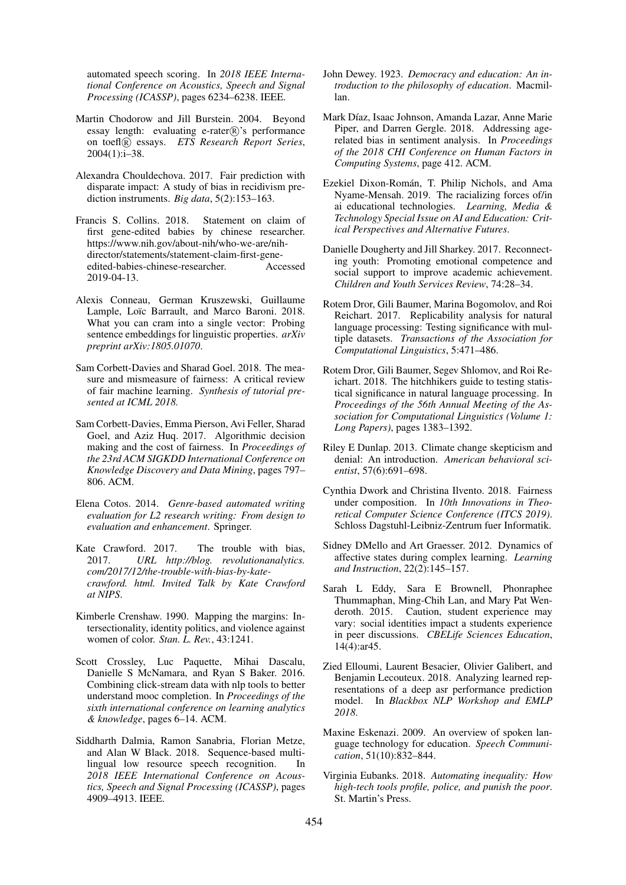automated speech scoring. In *2018 IEEE International Conference on Acoustics, Speech and Signal Processing (ICASSP)*, pages 6234–6238. IEEE.

Martin Chodorow and Jill Burstein. 2004. Beyond essay length: evaluating e-rater®'s performance on toefl® essays. *ETS Research Report Series*, 2004(1):i–38.

Alexandra Chouldechova. 2017. Fair prediction with disparate impact: A study of bias in recidivism prediction instruments. *Big data*, 5(2):153–163.

Francis S. Collins. 2018. Statement on claim of first gene-edited babies by chinese researcher. https://www.nih.gov/about-nih/who-we-are/nih-director/statements/statement-claim-first-gene-edited-babies-chinese-researcher. Accessed 2019-04-13.

Alexis Conneau, German Kruszewski, Guillaume Lample, Loïc Barrault, and Marco Baroni. 2018. What you can cram into a single vector: Probing sentence embeddings for linguistic properties. *arXiv preprint arXiv:1805.01070*.

Sam Corbett-Davies and Sharad Goel. 2018. The measure and mismeasure of fairness: A critical review of fair machine learning. *Synthesis of tutorial presented at ICML 2018.*

Sam Corbett-Davies, Emma Pierson, Avi Feller, Sharad Goel, and Aziz Huq. 2017. Algorithmic decision making and the cost of fairness. In *Proceedings of the 23rd ACM SIGKDD International Conference on Knowledge Discovery and Data Mining*, pages 797–806. ACM.

Elena Cotos. 2014. *Genre-based automated writing evaluation for L2 research writing: From design to evaluation and enhancement*. Springer.

Kate Crawford. 2017. The trouble with bias, 2017. *URL http://blog. revolutionanalytics. com/2017/12/the-trouble-with-bias-by-kate-crawford. html. Invited Talk by Kate Crawford at NIPS*.

Kimberle Crenshaw. 1990. Mapping the margins: Intersectionality, identity politics, and violence against women of color. *Stan. L. Rev.*, 43:1241.

Scott Crossley, Luc Paquette, Mihai Dascalu, Danielle S McNamara, and Ryan S Baker. 2016. Combining click-stream data with nlp tools to better understand mooc completion. In *Proceedings of the sixth international conference on learning analytics & knowledge*, pages 6–14. ACM.

Siddharth Dalmia, Ramon Sanabria, Florian Metze, and Alan W Black. 2018. Sequence-based multi-lingual low resource speech recognition. In *2018 IEEE International Conference on Acoustics, Speech and Signal Processing (ICASSP)*, pages 4909–4913. IEEE.

John Dewey. 1923. *Democracy and education: An introduction to the philosophy of education*. Macmillan.

Mark Díaz, Isaac Johnson, Amanda Lazar, Anne Marie Piper, and Darren Gergle. 2018. Addressing age-related bias in sentiment analysis. In *Proceedings of the 2018 CHI Conference on Human Factors in Computing Systems*, page 412. ACM.

Ezekiel Dixon-Román, T. Philip Nichols, and Ama Nyame-Mensah. 2019. The racializing forces of/in ai educational technologies. *Learning, Media & Technology Special Issue on AI and Education: Critical Perspectives and Alternative Futures*.

Danielle Dougherty and Jill Sharkey. 2017. Reconnecting youth: Promoting emotional competence and social support to improve academic achievement. *Children and Youth Services Review*, 74:28–34.

Rotem Dror, Gili Baumer, Marina Bogomolov, and Roi Reichart. 2017. Replicability analysis for natural language processing: Testing significance with multiple datasets. *Transactions of the Association for Computational Linguistics*, 5:471–486.

Rotem Dror, Gili Baumer, Segev Shlomov, and Roi Reichart. 2018. The hitchhikers guide to testing statistical significance in natural language processing. In *Proceedings of the 56th Annual Meeting of the Association for Computational Linguistics (Volume 1: Long Papers)*, pages 1383–1392.

Riley E Dunlap. 2013. Climate change skepticism and denial: An introduction. *American behavioral scientist*, 57(6):691–698.

Cynthia Dwork and Christina Ilvento. 2018. Fairness under composition. In *10th Innovations in Theoretical Computer Science Conference (ITCS 2019)*. Schloss Dagstuhl-Leibniz-Zentrum fuer Informatik.

Sidney DMello and Art Graesser. 2012. Dynamics of affective states during complex learning. *Learning and Instruction*, 22(2):145–157.

Sarah L Eddy, Sara E Brownell, Phonraphee Thummaphan, Ming-Chih Lan, and Mary Pat Wenderoth. 2015. Caution, student experience may vary: social identities impact a students experience in peer discussions. *CBELife Sciences Education*, 14(4):ar45.

Zied Elloumi, Laurent Besacier, Olivier Galibert, and Benjamin Lecouteux. 2018. Analyzing learned representations of a deep asr performance prediction model. In *Blackbox NLP Workshop and EMLP 2018*.

Maxine Eskenazi. 2009. An overview of spoken language technology for education. *Speech Communication*, 51(10):832–844.

Virginia Eubanks. 2018. *Automating inequality: How high-tech tools profile, police, and punish the poor*. St. Martin's Press.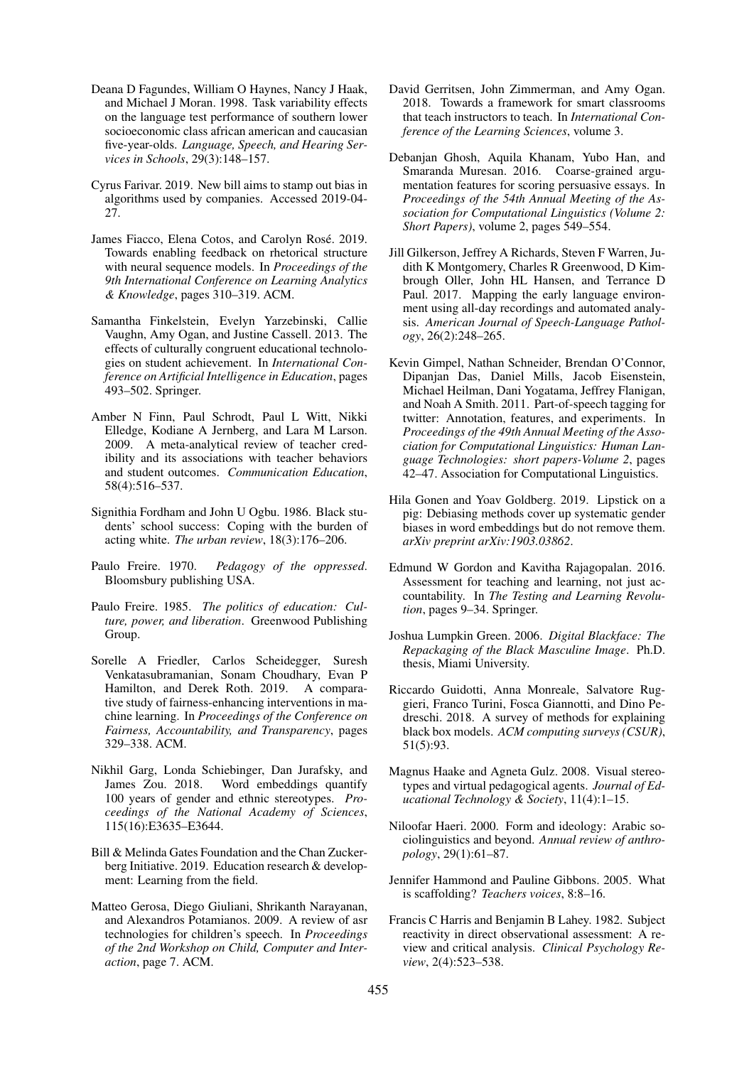Deana D Fagundes, William O Haynes, Nancy J Haak, and Michael J Moran. 1998. Task variability effects on the language test performance of southern lower socioeconomic class african american and caucasian five-year-olds. *Language, Speech, and Hearing Services in Schools*, 29(3):148–157.

Cyrus Farivar. 2019. New bill aims to stamp out bias in algorithms used by companies. Accessed 2019-04-27.

James Fiacco, Elena Cotos, and Carolyn Rosé. 2019. Towards enabling feedback on rhetorical structure with neural sequence models. In *Proceedings of the 9th International Conference on Learning Analytics & Knowledge*, pages 310–319. ACM.

Samantha Finkelstein, Evelyn Yarzebinski, Callie Vaughn, Amy Ogan, and Justine Cassell. 2013. The effects of culturally congruent educational technologies on student achievement. In *International Conference on Artificial Intelligence in Education*, pages 493–502. Springer.

Amber N Finn, Paul Schrodt, Paul L Witt, Nikki Elledge, Kodiane A Jernberg, and Lara M Larson. 2009. A meta-analytical review of teacher credibility and its associations with teacher behaviors and student outcomes. *Communication Education*, 58(4):516–537.

Signithia Fordham and John U Ogbu. 1986. Black students' school success: Coping with the burden of acting white. *The urban review*, 18(3):176–206.

Paulo Freire. 1970. *Pedagogy of the oppressed*. Bloomsbury publishing USA.

Paulo Freire. 1985. *The politics of education: Culture, power, and liberation*. Greenwood Publishing Group.

Sorelle A Friedler, Carlos Scheidegger, Suresh Venkatasubramanian, Sonam Choudhary, Evan P Hamilton, and Derek Roth. 2019. A comparative study of fairness-enhancing interventions in machine learning. In *Proceedings of the Conference on Fairness, Accountability, and Transparency*, pages 329–338. ACM.

Nikhil Garg, Londa Schiebinger, Dan Jurafsky, and James Zou. 2018. Word embeddings quantify 100 years of gender and ethnic stereotypes. *Proceedings of the National Academy of Sciences*, 115(16):E3635–E3644.

Bill & Melinda Gates Foundation and the Chan Zuckerberg Initiative. 2019. Education research & development: Learning from the field.

Matteo Gerosa, Diego Giuliani, Shrikanth Narayanan, and Alexandros Potamianos. 2009. A review of asr technologies for children's speech. In *Proceedings of the 2nd Workshop on Child, Computer and Interaction*, page 7. ACM.

David Gerritsen, John Zimmerman, and Amy Ogan. 2018. Towards a framework for smart classrooms that teach instructors to teach. In *International Conference of the Learning Sciences*, volume 3.

Debanjan Ghosh, Aquila Khanam, Yubo Han, and Smaranda Muresan. 2016. Coarse-grained argumentation features for scoring persuasive essays. In *Proceedings of the 54th Annual Meeting of the Association for Computational Linguistics (Volume 2: Short Papers)*, volume 2, pages 549–554.

Jill Gilkerson, Jeffrey A Richards, Steven F Warren, Judith K Montgomery, Charles R Greenwood, D Kimbrough Oller, John HL Hansen, and Terrance D Paul. 2017. Mapping the early language environment using all-day recordings and automated analysis. *American Journal of Speech-Language Pathology*, 26(2):248–265.

Kevin Gimpel, Nathan Schneider, Brendan O'Connor, Dipanjan Das, Daniel Mills, Jacob Eisenstein, Michael Heilman, Dani Yogatama, Jeffrey Flanigan, and Noah A Smith. 2011. Part-of-speech tagging for twitter: Annotation, features, and experiments. In *Proceedings of the 49th Annual Meeting of the Association for Computational Linguistics: Human Language Technologies: short papers-Volume 2*, pages 42–47. Association for Computational Linguistics.

Hila Gonen and Yoav Goldberg. 2019. Lipstick on a pig: Debiasing methods cover up systematic gender biases in word embeddings but do not remove them. *arXiv preprint arXiv:1903.03862*.

Edmund W Gordon and Kavitha Rajagopalan. 2016. Assessment for teaching and learning, not just accountability. In *The Testing and Learning Revolution*, pages 9–34. Springer.

Joshua Lumpkin Green. 2006. *Digital Blackface: The Repackaging of the Black Masculine Image*. Ph.D. thesis, Miami University.

Riccardo Guidotti, Anna Monreale, Salvatore Ruggieri, Franco Turini, Fosca Giannotti, and Dino Pedreschi. 2018. A survey of methods for explaining black box models. *ACM computing surveys (CSUR)*, 51(5):93.

Magnus Haake and Agneta Gulz. 2008. Visual stereotypes and virtual pedagogical agents. *Journal of Educational Technology & Society*, 11(4):1–15.

Niloofar Haeri. 2000. Form and ideology: Arabic sociolinguistics and beyond. *Annual review of anthropology*, 29(1):61–87.

Jennifer Hammond and Pauline Gibbons. 2005. What is scaffolding? *Teachers voices*, 8:8–16.

Francis C Harris and Benjamin B Lahey. 1982. Subject reactivity in direct observational assessment: A review and critical analysis. *Clinical Psychology Review*, 2(4):523–538.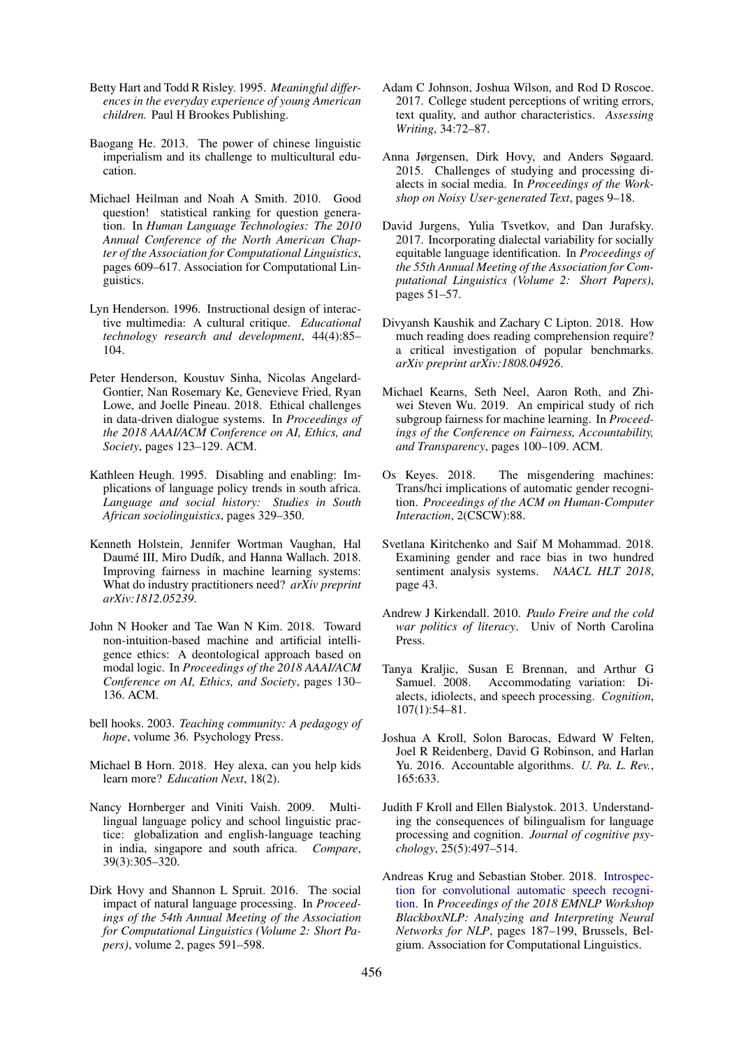Betty Hart and Todd R Risley. 1995. *Meaningful differences in the everyday experience of young American children.* Paul H Brookes Publishing.

Baogang He. 2013. The power of chinese linguistic imperialism and its challenge to multicultural education.

Michael Heilman and Noah A Smith. 2010. Good question! statistical ranking for question generation. In *Human Language Technologies: The 2010 Annual Conference of the North American Chapter of the Association for Computational Linguistics*, pages 609–617. Association for Computational Linguistics.

Lyn Henderson. 1996. Instructional design of interactive multimedia: A cultural critique. *Educational technology research and development*, 44(4):85–104.

Peter Henderson, Koustuv Sinha, Nicolas Angelard-Gontier, Nan Rosemary Ke, Genevieve Fried, Ryan Lowe, and Joelle Pineau. 2018. Ethical challenges in data-driven dialogue systems. In *Proceedings of the 2018 AAAI/ACM Conference on AI, Ethics, and Society*, pages 123–129. ACM.

Kathleen Heugh. 1995. Disabling and enabling: Implications of language policy trends in south africa. *Language and social history: Studies in South African sociolinguistics*, pages 329–350.

Kenneth Holstein, Jennifer Wortman Vaughan, Hal Daumé III, Miro Dudík, and Hanna Wallach. 2018. Improving fairness in machine learning systems: What do industry practitioners need? *arXiv preprint arXiv:1812.05239*.

John N Hooker and Tae Wan N Kim. 2018. Toward non-intuition-based machine and artificial intelligence ethics: A deontological approach based on modal logic. In *Proceedings of the 2018 AAAI/ACM Conference on AI, Ethics, and Society*, pages 130–136. ACM.

bell hooks. 2003. *Teaching community: A pedagogy of hope*, volume 36. Psychology Press.

Michael B Horn. 2018. Hey alexa, can you help kids learn more? *Education Next*, 18(2).

Nancy Hornberger and Viniti Vaish. 2009. Multilingual language policy and school linguistic practice: globalization and english-language teaching in india, singapore and south africa. *Compare*, 39(3):305–320.

Dirk Hovy and Shannon L Spruit. 2016. The social impact of natural language processing. In *Proceedings of the 54th Annual Meeting of the Association for Computational Linguistics (Volume 2: Short Papers)*, volume 2, pages 591–598.

Adam C Johnson, Joshua Wilson, and Rod D Roscoe. 2017. College student perceptions of writing errors, text quality, and author characteristics. *Assessing Writing*, 34:72–87.

Anna Jørgensen, Dirk Hovy, and Anders Søgaard. 2015. Challenges of studying and processing dialects in social media. In *Proceedings of the Workshop on Noisy User-generated Text*, pages 9–18.

David Jurgens, Yulia Tsvetkov, and Dan Jurafsky. 2017. Incorporating dialectal variability for socially equitable language identification. In *Proceedings of the 55th Annual Meeting of the Association for Computational Linguistics (Volume 2: Short Papers)*, pages 51–57.

Divyansh Kaushik and Zachary C Lipton. 2018. How much reading does reading comprehension require? a critical investigation of popular benchmarks. *arXiv preprint arXiv:1808.04926*.

Michael Kearns, Seth Neel, Aaron Roth, and Zhiwei Steven Wu. 2019. An empirical study of rich subgroup fairness for machine learning. In *Proceedings of the Conference on Fairness, Accountability, and Transparency*, pages 100–109. ACM.

Os Keyes. 2018. The misgendering machines: Trans/hci implications of automatic gender recognition. *Proceedings of the ACM on Human-Computer Interaction*, 2(CSCW):88.

Svetlana Kiritchenko and Saif M Mohammad. 2018. Examining gender and race bias in two hundred sentiment analysis systems. *NAACL HLT 2018*, page 43.

Andrew J Kirkendall. 2010. *Paulo Freire and the cold war politics of literacy*. Univ of North Carolina Press.

Tanya Kraljic, Susan E Brennan, and Arthur G Samuel. 2008. Accommodating variation: Dialects, idiolects, and speech processing. *Cognition*, 107(1):54–81.

Joshua A Kroll, Solon Barocas, Edward W Felten, Joel R Reidenberg, David G Robinson, and Harlan Yu. 2016. Accountable algorithms. *U. Pa. L. Rev.*, 165:633.

Judith F Kroll and Ellen Bialystok. 2013. Understanding the consequences of bilingualism for language processing and cognition. *Journal of cognitive psychology*, 25(5):497–514.

Andreas Krug and Sebastian Stober. 2018. Introspection for convolutional automatic speech recognition. In *Proceedings of the 2018 EMNLP Workshop BlackboxNLP: Analyzing and Interpreting Neural Networks for NLP*, pages 187–199, Brussels, Belgium. Association for Computational Linguistics.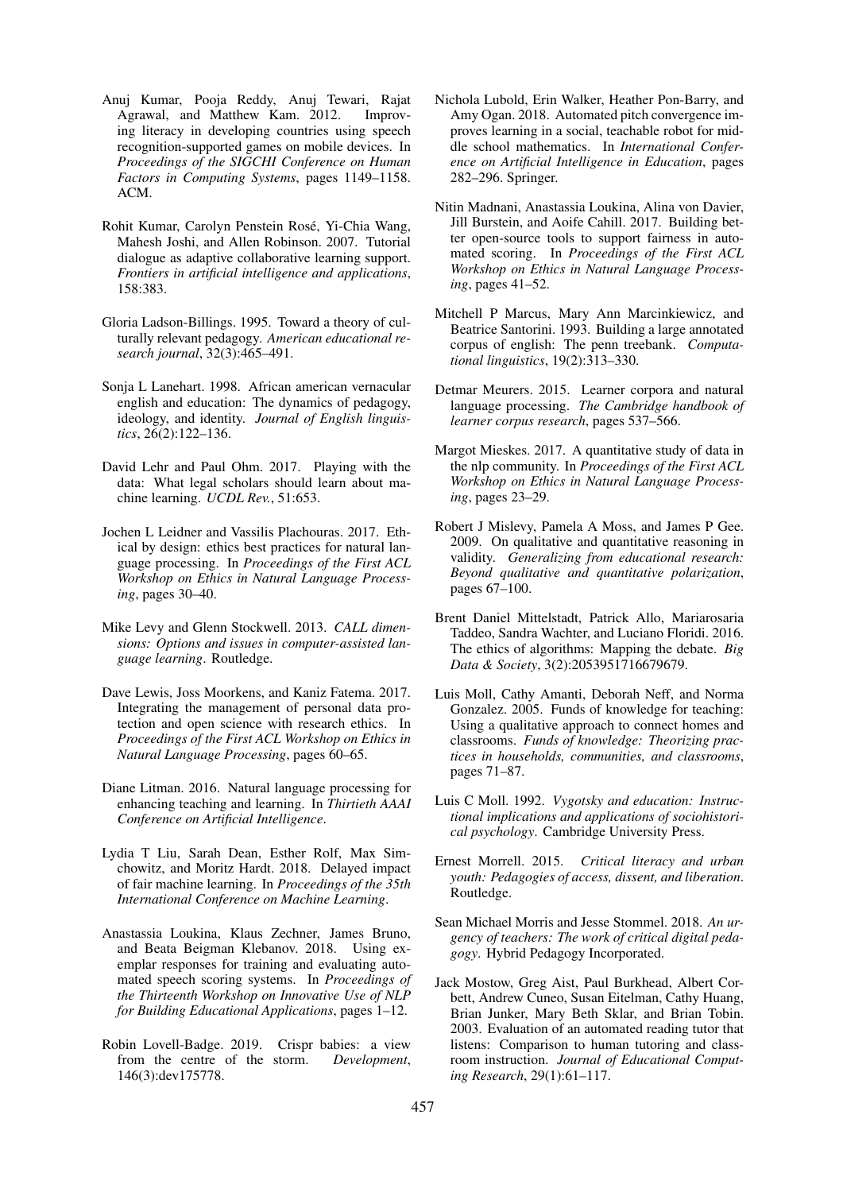Anuj Kumar, Pooja Reddy, Anuj Tewari, Rajat Agrawal, and Matthew Kam. 2012. Improving literacy in developing countries using speech recognition-supported games on mobile devices. In *Proceedings of the SIGCHI Conference on Human Factors in Computing Systems*, pages 1149–1158. ACM.

Rohit Kumar, Carolyn Penstein Rosé, Yi-Chia Wang, Mahesh Joshi, and Allen Robinson. 2007. Tutorial dialogue as adaptive collaborative learning support. *Frontiers in artificial intelligence and applications*, 158:383.

Gloria Ladson-Billings. 1995. Toward a theory of culturally relevant pedagogy. *American educational research journal*, 32(3):465–491.

Sonja L Lanehart. 1998. African american vernacular english and education: The dynamics of pedagogy, ideology, and identity. *Journal of English linguistics*, 26(2):122–136.

David Lehr and Paul Ohm. 2017. Playing with the data: What legal scholars should learn about machine learning. *UCDL Rev.*, 51:653.

Jochen L Leidner and Vassilis Plachouras. 2017. Ethical by design: ethics best practices for natural language processing. In *Proceedings of the First ACL Workshop on Ethics in Natural Language Processing*, pages 30–40.

Mike Levy and Glenn Stockwell. 2013. *CALL dimensions: Options and issues in computer-assisted language learning*. Routledge.

Dave Lewis, Joss Moorkens, and Kaniz Fatema. 2017. Integrating the management of personal data protection and open science with research ethics. In *Proceedings of the First ACL Workshop on Ethics in Natural Language Processing*, pages 60–65.

Diane Litman. 2016. Natural language processing for enhancing teaching and learning. In *Thirtieth AAAI Conference on Artificial Intelligence*.

Lydia T Liu, Sarah Dean, Esther Rolf, Max Simchowitz, and Moritz Hardt. 2018. Delayed impact of fair machine learning. In *Proceedings of the 35th International Conference on Machine Learning*.

Anastassia Loukina, Klaus Zechner, James Bruno, and Beata Beigman Klebanov. 2018. Using exemplar responses for training and evaluating automated speech scoring systems. In *Proceedings of the Thirteenth Workshop on Innovative Use of NLP for Building Educational Applications*, pages 1–12.

Robin Lovell-Badge. 2019. Crispr babies: a view from the centre of the storm. *Development*, 146(3):dev175778.

Nichola Lubold, Erin Walker, Heather Pon-Barry, and Amy Ogan. 2018. Automated pitch convergence improves learning in a social, teachable robot for middle school mathematics. In *International Conference on Artificial Intelligence in Education*, pages 282–296. Springer.

Nitin Madnani, Anastassia Loukina, Alina von Davier, Jill Burstein, and Aoife Cahill. 2017. Building better open-source tools to support fairness in automated scoring. In *Proceedings of the First ACL Workshop on Ethics in Natural Language Processing*, pages 41–52.

Mitchell P Marcus, Mary Ann Marcinkiewicz, and Beatrice Santorini. 1993. Building a large annotated corpus of english: The penn treebank. *Computational linguistics*, 19(2):313–330.

Detmar Meurers. 2015. Learner corpora and natural language processing. *The Cambridge handbook of learner corpus research*, pages 537–566.

Margot Mieskes. 2017. A quantitative study of data in the nlp community. In *Proceedings of the First ACL Workshop on Ethics in Natural Language Processing*, pages 23–29.

Robert J Mislevy, Pamela A Moss, and James P Gee. 2009. On qualitative and quantitative reasoning in validity. *Generalizing from educational research: Beyond qualitative and quantitative polarization*, pages 67–100.

Brent Daniel Mittelstadt, Patrick Allo, Mariarosaria Taddeo, Sandra Wachter, and Luciano Floridi. 2016. The ethics of algorithms: Mapping the debate. *Big Data & Society*, 3(2):2053951716679679.

Luis Moll, Cathy Amanti, Deborah Neff, and Norma Gonzalez. 2005. Funds of knowledge for teaching: Using a qualitative approach to connect homes and classrooms. *Funds of knowledge: Theorizing practices in households, communities, and classrooms*, pages 71–87.

Luis C Moll. 1992. *Vygotsky and education: Instructional implications and applications of sociohistorical psychology*. Cambridge University Press.

Ernest Morrell. 2015. *Critical literacy and urban youth: Pedagogies of access, dissent, and liberation*. Routledge.

Sean Michael Morris and Jesse Stommel. 2018. *An urgency of teachers: The work of critical digital pedagogy*. Hybrid Pedagogy Incorporated.

Jack Mostow, Greg Aist, Paul Burkhead, Albert Corbett, Andrew Cuneo, Susan Eitelman, Cathy Huang, Brian Junker, Mary Beth Sklar, and Brian Tobin. 2003. Evaluation of an automated reading tutor that listens: Comparison to human tutoring and classroom instruction. *Journal of Educational Computing Research*, 29(1):61–117.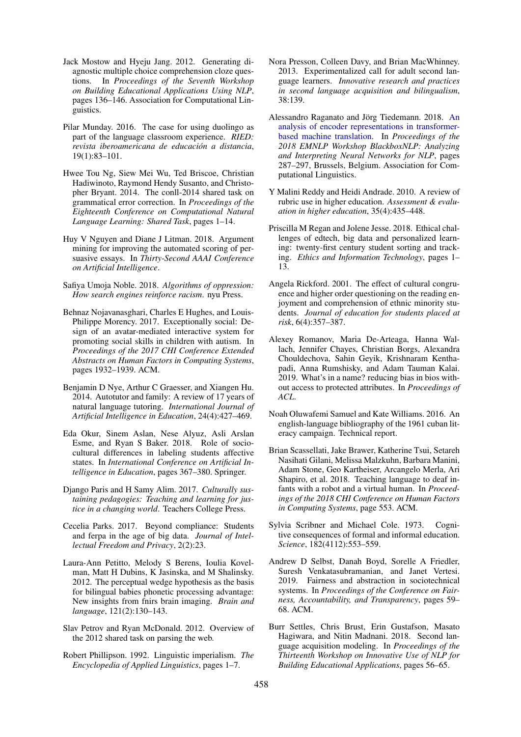Jack Mostow and Hyeju Jang. 2012. Generating diagnostic multiple choice comprehension cloze questions. In *Proceedings of the Seventh Workshop on Building Educational Applications Using NLP*, pages 136–146. Association for Computational Linguistics.

Pilar Munday. 2016. The case for using duolingo as part of the language classroom experience. *RIED: revista iberoamericana de educación a distancia*, 19(1):83–101.

Hwee Tou Ng, Siew Mei Wu, Ted Briscoe, Christian Hadiwinoto, Raymond Hendy Susanto, and Christopher Bryant. 2014. The conll-2014 shared task on grammatical error correction. In *Proceedings of the Eighteenth Conference on Computational Natural Language Learning: Shared Task*, pages 1–14.

Huy V Nguyen and Diane J Litman. 2018. Argument mining for improving the automated scoring of persuasive essays. In *Thirty-Second AAAI Conference on Artificial Intelligence*.

Safiya Umoja Noble. 2018. *Algorithms of oppression: How search engines reinforce racism*. nyu Press.

Behnaz Nojavanasghari, Charles E Hughes, and Louis-Philippe Morency. 2017. Exceptionally social: Design of an avatar-mediated interactive system for promoting social skills in children with autism. In *Proceedings of the 2017 CHI Conference Extended Abstracts on Human Factors in Computing Systems*, pages 1932–1939. ACM.

Benjamin D Nye, Arthur C Graesser, and Xiangen Hu. 2014. Autotutor and family: A review of 17 years of natural language tutoring. *International Journal of Artificial Intelligence in Education*, 24(4):427–469.

Eda Okur, Sinem Aslan, Nese Alyuz, Asli Arslan Esme, and Ryan S Baker. 2018. Role of sociocultural differences in labeling students affective states. In *International Conference on Artificial Intelligence in Education*, pages 367–380. Springer.

Django Paris and H Samy Alim. 2017. *Culturally sustaining pedagogies: Teaching and learning for justice in a changing world*. Teachers College Press.

Cecelia Parks. 2017. Beyond compliance: Students and ferpa in the age of big data. *Journal of Intellectual Freedom and Privacy*, 2(2):23.

Laura-Ann Petitto, Melody S Berens, Ioulia Kovelman, Matt H Dubins, K Jasinska, and M Shalinsky. 2012. The perceptual wedge hypothesis as the basis for bilingual babies phonetic processing advantage: New insights from fnirs brain imaging. *Brain and language*, 121(2):130–143.

Slav Petrov and Ryan McDonald. 2012. Overview of the 2012 shared task on parsing the web.

Robert Phillipson. 1992. Linguistic imperialism. *The Encyclopedia of Applied Linguistics*, pages 1–7.

Nora Presson, Colleen Davy, and Brian MacWhinney. 2013. Experimentalized call for adult second language learners. *Innovative research and practices in second language acquisition and bilingualism*, 38:139.

Alessandro Raganato and Jörg Tiedemann. 2018. An analysis of encoder representations in transformer-based machine translation. In *Proceedings of the 2018 EMNLP Workshop BlackboxNLP: Analyzing and Interpreting Neural Networks for NLP*, pages 287–297, Brussels, Belgium. Association for Computational Linguistics.

Y Malini Reddy and Heidi Andrade. 2010. A review of rubric use in higher education. *Assessment & evaluation in higher education*, 35(4):435–448.

Priscilla M Regan and Jolene Jesse. 2018. Ethical challenges of edtech, big data and personalized learning: twenty-first century student sorting and tracking. *Ethics and Information Technology*, pages 1–13.

Angela Rickford. 2001. The effect of cultural congruence and higher order questioning on the reading enjoyment and comprehension of ethnic minority students. *Journal of education for students placed at risk*, 6(4):357–387.

Alexey Romanov, Maria De-Arteaga, Hanna Wallach, Jennifer Chayes, Christian Borgs, Alexandra Chouldechova, Sahin Geyik, Krishnaram Kenthapadi, Anna Rumshisky, and Adam Tauman Kalai. 2019. What's in a name? reducing bias in bios without access to protected attributes. In *Proceedings of ACL*.

Noah Oluwafemi Samuel and Kate Williams. 2016. An english-language bibliography of the 1961 cuban literacy campaign. Technical report.

Brian Scassellati, Jake Brawer, Katherine Tsui, Setareh Nasihati Gilani, Melissa Malzkuhn, Barbara Manini, Adam Stone, Geo Kartheiser, Arcangelo Merla, Ari Shapiro, et al. 2018. Teaching language to deaf infants with a robot and a virtual human. In *Proceedings of the 2018 CHI Conference on Human Factors in Computing Systems*, page 553. ACM.

Sylvia Scribner and Michael Cole. 1973. Cognitive consequences of formal and informal education. *Science*, 182(4112):553–559.

Andrew D Selbst, Danah Boyd, Sorelle A Friedler, Suresh Venkatasubramanian, and Janet Vertesi. 2019. Fairness and abstraction in sociotechnical systems. In *Proceedings of the Conference on Fairness, Accountability, and Transparency*, pages 59–68. ACM.

Burr Settles, Chris Brust, Erin Gustafson, Masato Hagiwara, and Nitin Madnani. 2018. Second language acquisition modeling. In *Proceedings of the Thirteenth Workshop on Innovative Use of NLP for Building Educational Applications*, pages 56–65.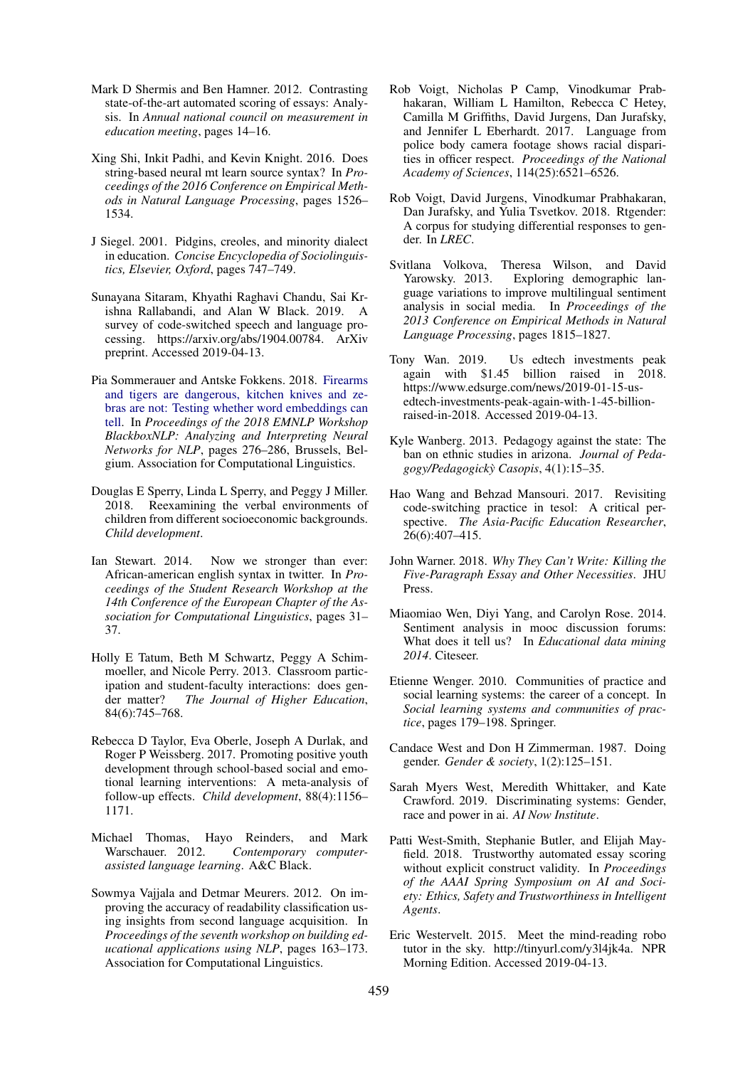Mark D Shermis and Ben Hamner. 2012. Contrasting state-of-the-art automated scoring of essays: Analysis. In *Annual national council on measurement in education meeting*, pages 14–16.

Xing Shi, Inkit Padhi, and Kevin Knight. 2016. Does string-based neural mt learn source syntax? In *Proceedings of the 2016 Conference on Empirical Methods in Natural Language Processing*, pages 1526–1534.

J Siegel. 2001. Pidgins, creoles, and minority dialect in education. *Concise Encyclopedia of Sociolinguistics, Elsevier, Oxford*, pages 747–749.

Sunayana Sitaram, Khyathi Raghavi Chandu, Sai Krishna Rallabandi, and Alan W Black. 2019. A survey of code-switched speech and language processing. https://arxiv.org/abs/1904.00784. ArXiv preprint. Accessed 2019-04-13.

Pia Sommerauer and Antske Fokkens. 2018. Firearms and tigers are dangerous, kitchen knives and zebras are not: Testing whether word embeddings can tell. In *Proceedings of the 2018 EMNLP Workshop BlackboxNLP: Analyzing and Interpreting Neural Networks for NLP*, pages 276–286, Brussels, Belgium. Association for Computational Linguistics.

Douglas E Sperry, Linda L Sperry, and Peggy J Miller. 2018. Reexamining the verbal environments of children from different socioeconomic backgrounds. *Child development*.

Ian Stewart. 2014. Now we stronger than ever: African-american english syntax in twitter. In *Proceedings of the Student Research Workshop at the 14th Conference of the European Chapter of the Association for Computational Linguistics*, pages 31–37.

Holly E Tatum, Beth M Schwartz, Peggy A Schimmoeller, and Nicole Perry. 2013. Classroom participation and student-faculty interactions: does gender matter? *The Journal of Higher Education*, 84(6):745–768.

Rebecca D Taylor, Eva Oberle, Joseph A Durlak, and Roger P Weissberg. 2017. Promoting positive youth development through school-based social and emotional learning interventions: A meta-analysis of follow-up effects. *Child development*, 88(4):1156–1171.

Michael Thomas, Hayo Reinders, and Mark Warschauer. 2012. *Contemporary computer-assisted language learning*. A&C Black.

Sowmya Vajjala and Detmar Meurers. 2012. On improving the accuracy of readability classification using insights from second language acquisition. In *Proceedings of the seventh workshop on building educational applications using NLP*, pages 163–173. Association for Computational Linguistics.

Rob Voigt, Nicholas P Camp, Vinodkumar Prabhakaran, William L Hamilton, Rebecca C Hetey, Camilla M Griffiths, David Jurgens, Dan Jurafsky, and Jennifer L Eberhardt. 2017. Language from police body camera footage shows racial disparities in officer respect. *Proceedings of the National Academy of Sciences*, 114(25):6521–6526.

Rob Voigt, David Jurgens, Vinodkumar Prabhakaran, Dan Jurafsky, and Yulia Tsvetkov. 2018. Rtgender: A corpus for studying differential responses to gender. In *LREC*.

Svitlana Volkova, Theresa Wilson, and David Yarowsky. 2013. Exploring demographic language variations to improve multilingual sentiment analysis in social media. In *Proceedings of the 2013 Conference on Empirical Methods in Natural Language Processing*, pages 1815–1827.

Tony Wan. 2019. Us edtech investments peak again with $1.45 billion raised in 2018. https://www.edsurge.com/news/2019-01-15-us-edtech-investments-peak-again-with-1-45-billion-raised-in-2018. Accessed 2019-04-13.

Kyle Wanberg. 2013. Pedagogy against the state: The ban on ethnic studies in arizona. *Journal of Pedagogy/Pedagogickỳ Casopis*, 4(1):15–35.

Hao Wang and Behzad Mansouri. 2017. Revisiting code-switching practice in tesol: A critical perspective. *The Asia-Pacific Education Researcher*, 26(6):407–415.

John Warner. 2018. *Why They Can't Write: Killing the Five-Paragraph Essay and Other Necessities*. JHU Press.

Miaomiao Wen, Diyi Yang, and Carolyn Rose. 2014. Sentiment analysis in mooc discussion forums: What does it tell us? In *Educational data mining 2014*. Citeseer.

Etienne Wenger. 2010. Communities of practice and social learning systems: the career of a concept. In *Social learning systems and communities of practice*, pages 179–198. Springer.

Candace West and Don H Zimmerman. 1987. Doing gender. *Gender & society*, 1(2):125–151.

Sarah Myers West, Meredith Whittaker, and Kate Crawford. 2019. Discriminating systems: Gender, race and power in ai. *AI Now Institute*.

Patti West-Smith, Stephanie Butler, and Elijah Mayfield. 2018. Trustworthy automated essay scoring without explicit construct validity. In *Proceedings of the AAAI Spring Symposium on AI and Society: Ethics, Safety and Trustworthiness in Intelligent Agents*.

Eric Westervelt. 2015. Meet the mind-reading robo tutor in the sky. http://tinyurl.com/y3l4jk4a. NPR Morning Edition. Accessed 2019-04-13.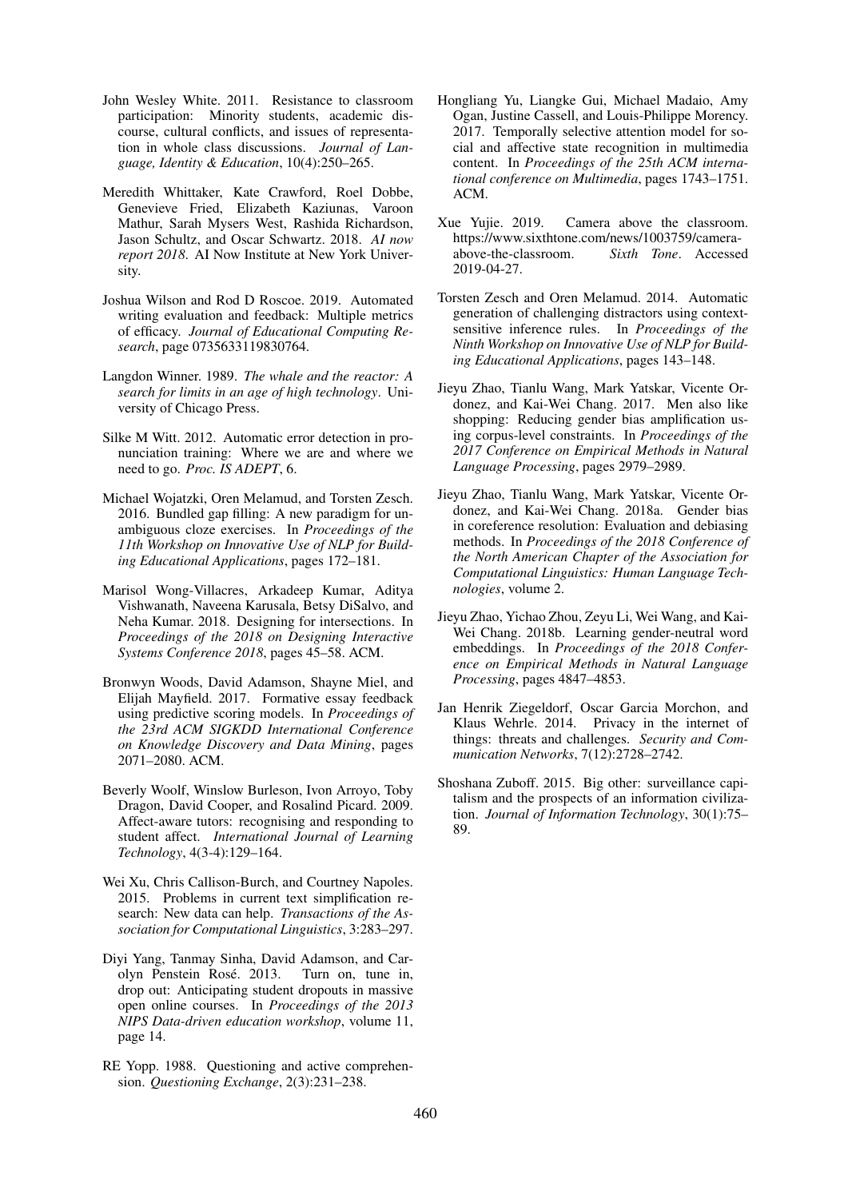John Wesley White. 2011. Resistance to classroom participation: Minority students, academic discourse, cultural conflicts, and issues of representation in whole class discussions. *Journal of Language, Identity & Education*, 10(4):250–265.

Meredith Whittaker, Kate Crawford, Roel Dobbe, Genevieve Fried, Elizabeth Kaziunas, Varoon Mathur, Sarah Mysers West, Rashida Richardson, Jason Schultz, and Oscar Schwartz. 2018. *AI now report 2018*. AI Now Institute at New York University.

Joshua Wilson and Rod D Roscoe. 2019. Automated writing evaluation and feedback: Multiple metrics of efficacy. *Journal of Educational Computing Research*, page 0735633119830764.

Langdon Winner. 1989. *The whale and the reactor: A search for limits in an age of high technology*. University of Chicago Press.

Silke M Witt. 2012. Automatic error detection in pronunciation training: Where we are and where we need to go. *Proc. IS ADEPT*, 6.

Michael Wojatzki, Oren Melamud, and Torsten Zesch. 2016. Bundled gap filling: A new paradigm for unambiguous cloze exercises. In *Proceedings of the 11th Workshop on Innovative Use of NLP for Building Educational Applications*, pages 172–181.

Marisol Wong-Villacres, Arkadeep Kumar, Aditya Vishwanath, Naveena Karusala, Betsy DiSalvo, and Neha Kumar. 2018. Designing for intersections. In *Proceedings of the 2018 on Designing Interactive Systems Conference 2018*, pages 45–58. ACM.

Bronwyn Woods, David Adamson, Shayne Miel, and Elijah Mayfield. 2017. Formative essay feedback using predictive scoring models. In *Proceedings of the 23rd ACM SIGKDD International Conference on Knowledge Discovery and Data Mining*, pages 2071–2080. ACM.

Beverly Woolf, Winslow Burleson, Ivon Arroyo, Toby Dragon, David Cooper, and Rosalind Picard. 2009. Affect-aware tutors: recognising and responding to student affect. *International Journal of Learning Technology*, 4(3-4):129–164.

Wei Xu, Chris Callison-Burch, and Courtney Napoles. 2015. Problems in current text simplification research: New data can help. *Transactions of the Association for Computational Linguistics*, 3:283–297.

Diyi Yang, Tanmay Sinha, David Adamson, and Carolyn Penstein Rosé. 2013. Turn on, tune in, drop out: Anticipating student dropouts in massive open online courses. In *Proceedings of the 2013 NIPS Data-driven education workshop*, volume 11, page 14.

RE Yopp. 1988. Questioning and active comprehension. *Questioning Exchange*, 2(3):231–238.

Hongliang Yu, Liangke Gui, Michael Madaio, Amy Ogan, Justine Cassell, and Louis-Philippe Morency. 2017. Temporally selective attention model for social and affective state recognition in multimedia content. In *Proceedings of the 25th ACM international conference on Multimedia*, pages 1743–1751. ACM.

Xue Yujie. 2019. Camera above the classroom. https://www.sixthtone.com/news/1003759/camera-above-the-classroom. *Sixth Tone*. Accessed 2019-04-27.

Torsten Zesch and Oren Melamud. 2014. Automatic generation of challenging distractors using context-sensitive inference rules. In *Proceedings of the Ninth Workshop on Innovative Use of NLP for Building Educational Applications*, pages 143–148.

Jieyu Zhao, Tianlu Wang, Mark Yatskar, Vicente Ordonez, and Kai-Wei Chang. 2017. Men also like shopping: Reducing gender bias amplification using corpus-level constraints. In *Proceedings of the 2017 Conference on Empirical Methods in Natural Language Processing*, pages 2979–2989.

Jieyu Zhao, Tianlu Wang, Mark Yatskar, Vicente Ordonez, and Kai-Wei Chang. 2018a. Gender bias in coreference resolution: Evaluation and debiasing methods. In *Proceedings of the 2018 Conference of the North American Chapter of the Association for Computational Linguistics: Human Language Technologies*, volume 2.

Jieyu Zhao, Yichao Zhou, Zeyu Li, Wei Wang, and Kai-Wei Chang. 2018b. Learning gender-neutral word embeddings. In *Proceedings of the 2018 Conference on Empirical Methods in Natural Language Processing*, pages 4847–4853.

Jan Henrik Ziegeldorf, Oscar Garcia Morchon, and Klaus Wehrle. 2014. Privacy in the internet of things: threats and challenges. *Security and Communication Networks*, 7(12):2728–2742.

Shoshana Zuboff. 2015. Big other: surveillance capitalism and the prospects of an information civilization. *Journal of Information Technology*, 30(1):75–89.